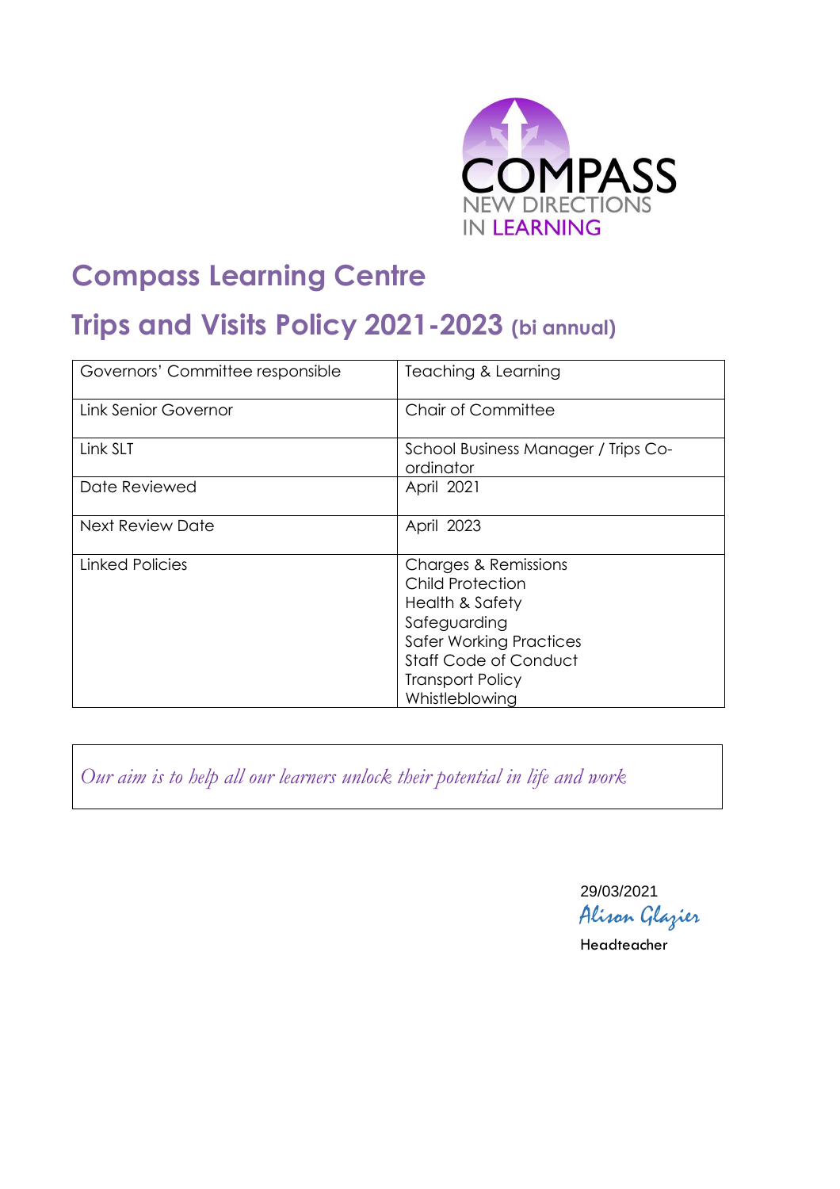COMPASS
NEW DIRECTIONS
IN LEARNING

# Compass Learning Centre

# Trips and Visits Policy 2021-2023 (bi annual)

| Governors' Committee responsible | Teaching & Learning |
|---|---|
| Link Senior Governor | Chair of Committee |
| Link SLT | School Business Manager / Trips Co-ordinator |
| Date Reviewed | April 2021 |
| Next Review Date | April 2023 |
| Linked Policies | Charges & Remissions<br>Child Protection<br>Health & Safety<br>Safeguarding<br>Safer Working Practices<br>Staff Code of Conduct<br>Transport Policy<br>Whistleblowing |

*Our aim is to help all our learners unlock their potential in life and work*

29/03/2021
Alison Glazier
Headteacher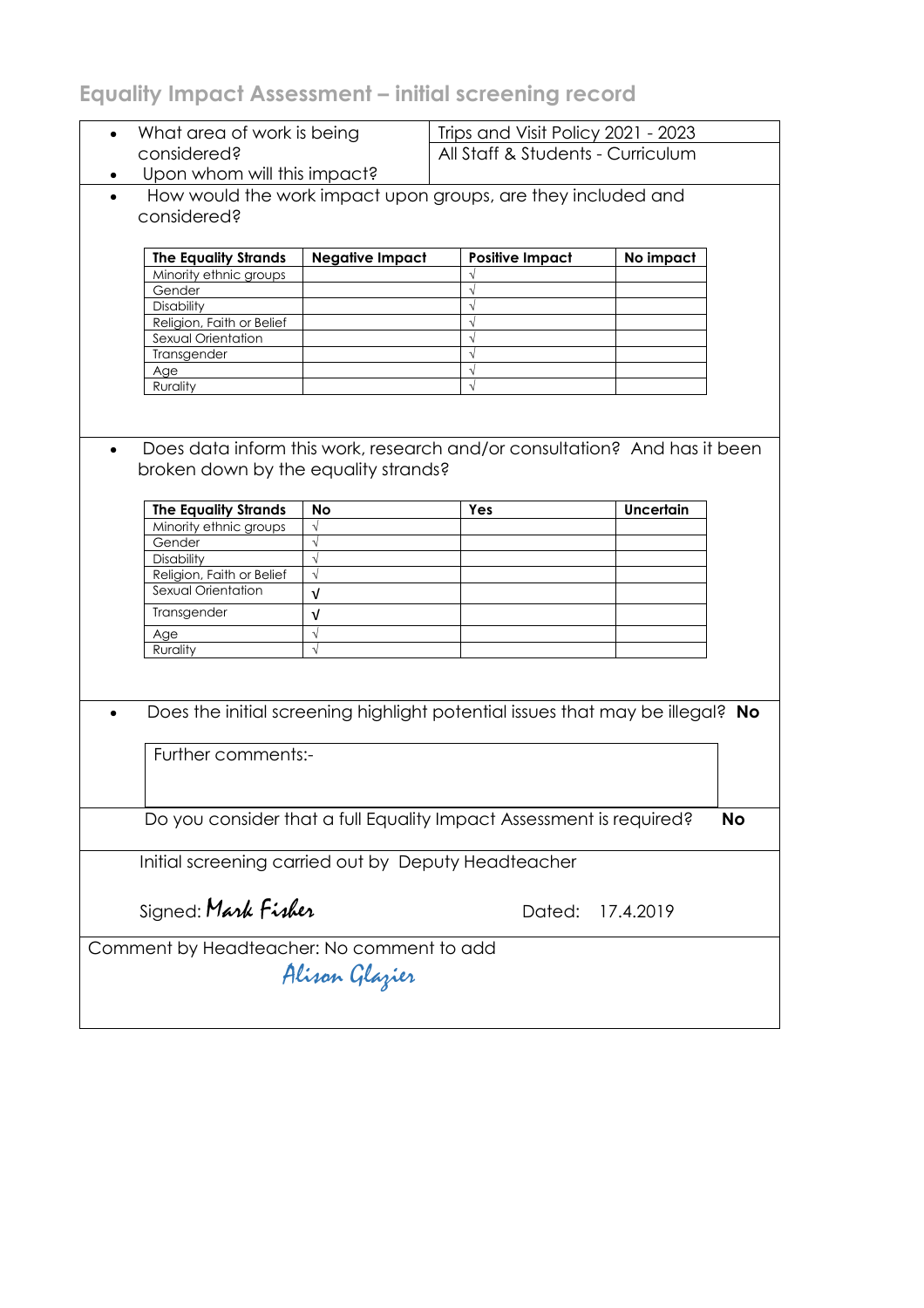# Equality Impact Assessment – initial screening record

- What area of work is being considered? — Trips and Visit Policy 2021 - 2023
- Upon whom will this impact? — All Staff & Students - Curriculum

- How would the work impact upon groups, are they included and considered?

| The Equality Strands | Negative Impact | Positive Impact | No impact |
|---|---|---|---|
| Minority ethnic groups | | √ | |
| Gender | | √ | |
| Disability | | √ | |
| Religion, Faith or Belief | | √ | |
| Sexual Orientation | | √ | |
| Transgender | | √ | |
| Age | | √ | |
| Rurality | | √ | |

- Does data inform this work, research and/or consultation? And has it been broken down by the equality strands?

| The Equality Strands | No | Yes | Uncertain |
|---|---|---|---|
| Minority ethnic groups | √ | | |
| Gender | √ | | |
| Disability | √ | | |
| Religion, Faith or Belief | √ | | |
| Sexual Orientation | √ | | |
| Transgender | √ | | |
| Age | √ | | |
| Rurality | √ | | |

- Does the initial screening highlight potential issues that may be illegal? **No**

Further comments:-

Do you consider that a full Equality Impact Assessment is required? **No**

Initial screening carried out by Deputy Headteacher

Signed: *Mark Fisher* Dated: 17.4.2019

Comment by Headteacher: No comment to add

*Alison Glazier*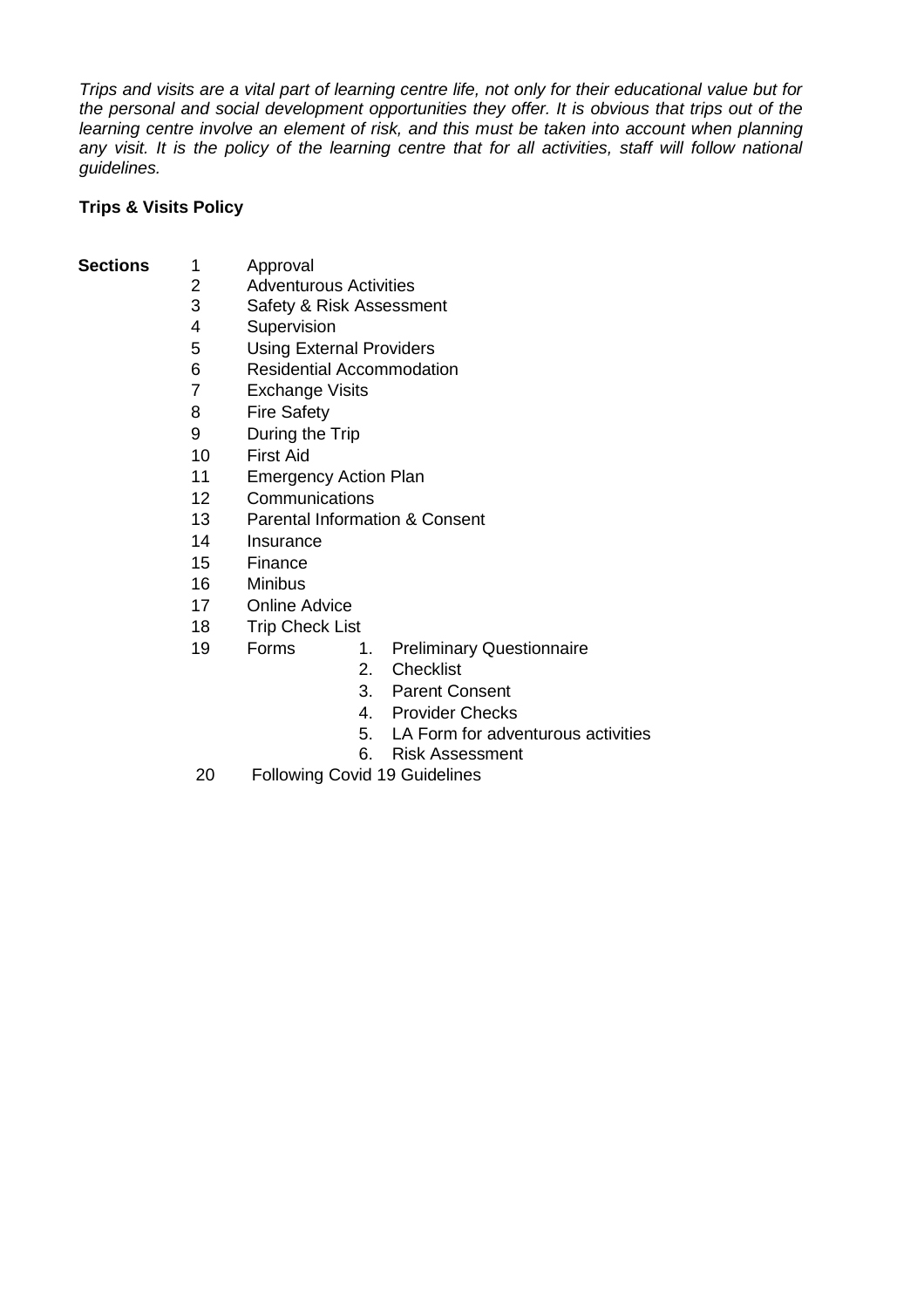*Trips and visits are a vital part of learning centre life, not only for their educational value but for the personal and social development opportunities they offer. It is obvious that trips out of the learning centre involve an element of risk, and this must be taken into account when planning any visit. It is the policy of the learning centre that for all activities, staff will follow national guidelines.*

**Trips & Visits Policy**

**Sections**

1. Approval
2. Adventurous Activities
3. Safety & Risk Assessment
4. Supervision
5. Using External Providers
6. Residential Accommodation
7. Exchange Visits
8. Fire Safety
9. During the Trip
10. First Aid
11. Emergency Action Plan
12. Communications
13. Parental Information & Consent
14. Insurance
15. Finance
16. Minibus
17. Online Advice
18. Trip Check List
19. Forms
    1. Preliminary Questionnaire
    2. Checklist
    3. Parent Consent
    4. Provider Checks
    5. LA Form for adventurous activities
    6. Risk Assessment
20. Following Covid 19 Guidelines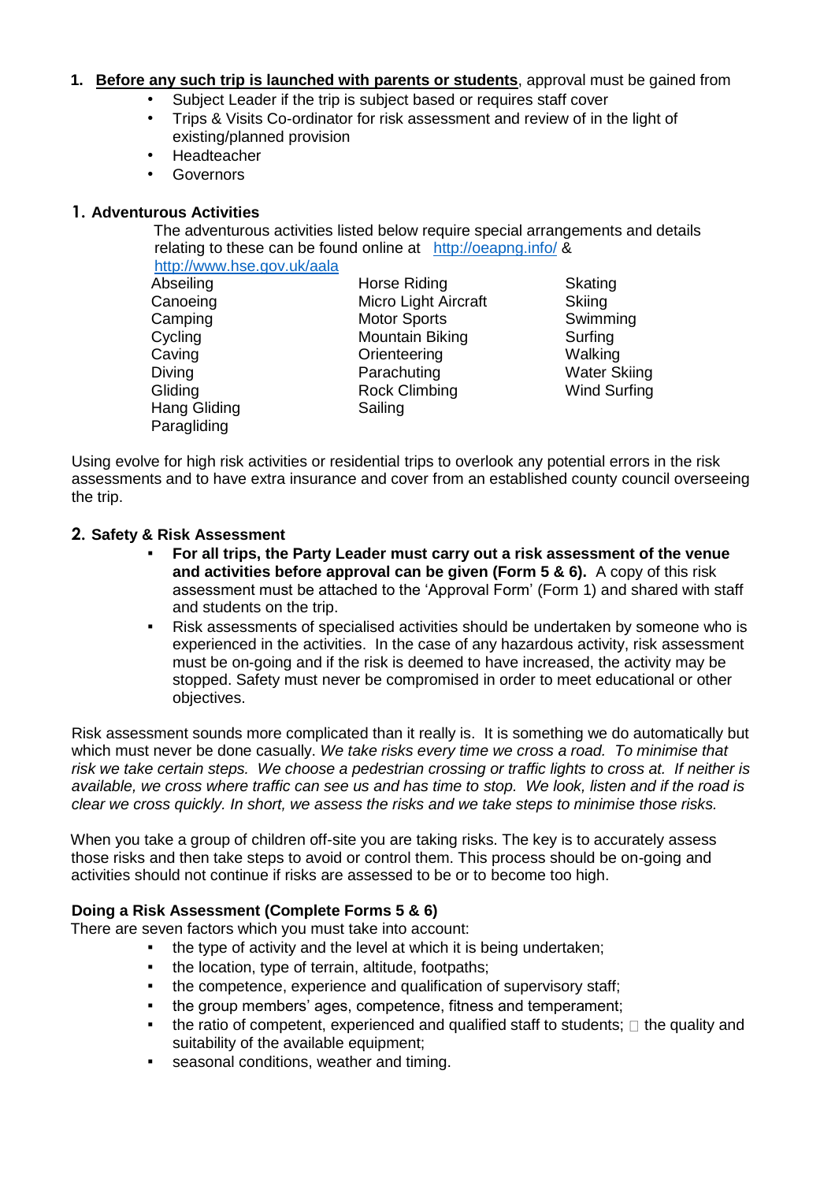1. **Before any such trip is launched with parents or students**, approval must be gained from
    - Subject Leader if the trip is subject based or requires staff cover
    - Trips & Visits Co-ordinator for risk assessment and review of in the light of existing/planned provision
    - Headteacher
    - Governors

## 1. Adventurous Activities

The adventurous activities listed below require special arrangements and details relating to these can be found online at http://oeapng.info/ & http://www.hse.gov.uk/aala

| | | |
|---|---|---|
| Abseiling | Horse Riding | Skating |
| Canoeing | Micro Light Aircraft | Skiing |
| Camping | Motor Sports | Swimming |
| Cycling | Mountain Biking | Surfing |
| Caving | Orienteering | Walking |
| Diving | Parachuting | Water Skiing |
| Gliding | Rock Climbing | Wind Surfing |
| Hang Gliding | Sailing | |
| Paragliding | | |

Using evolve for high risk activities or residential trips to overlook any potential errors in the risk assessments and to have extra insurance and cover from an established county council overseeing the trip.

## 2. Safety & Risk Assessment

- **For all trips, the Party Leader must carry out a risk assessment of the venue and activities before approval can be given (Form 5 & 6).** A copy of this risk assessment must be attached to the 'Approval Form' (Form 1) and shared with staff and students on the trip.
- Risk assessments of specialised activities should be undertaken by someone who is experienced in the activities. In the case of any hazardous activity, risk assessment must be on-going and if the risk is deemed to have increased, the activity may be stopped. Safety must never be compromised in order to meet educational or other objectives.

Risk assessment sounds more complicated than it really is. It is something we do automatically but which must never be done casually. *We take risks every time we cross a road. To minimise that risk we take certain steps. We choose a pedestrian crossing or traffic lights to cross at. If neither is available, we cross where traffic can see us and has time to stop. We look, listen and if the road is clear we cross quickly. In short, we assess the risks and we take steps to minimise those risks.*

When you take a group of children off-site you are taking risks. The key is to accurately assess those risks and then take steps to avoid or control them. This process should be on-going and activities should not continue if risks are assessed to be or to become too high.

### Doing a Risk Assessment (Complete Forms 5 & 6)

There are seven factors which you must take into account:

- the type of activity and the level at which it is being undertaken;
- the location, type of terrain, altitude, footpaths;
- the competence, experience and qualification of supervisory staff;
- the group members' ages, competence, fitness and temperament;
- the ratio of competent, experienced and qualified staff to students;
- the quality and suitability of the available equipment;
- seasonal conditions, weather and timing.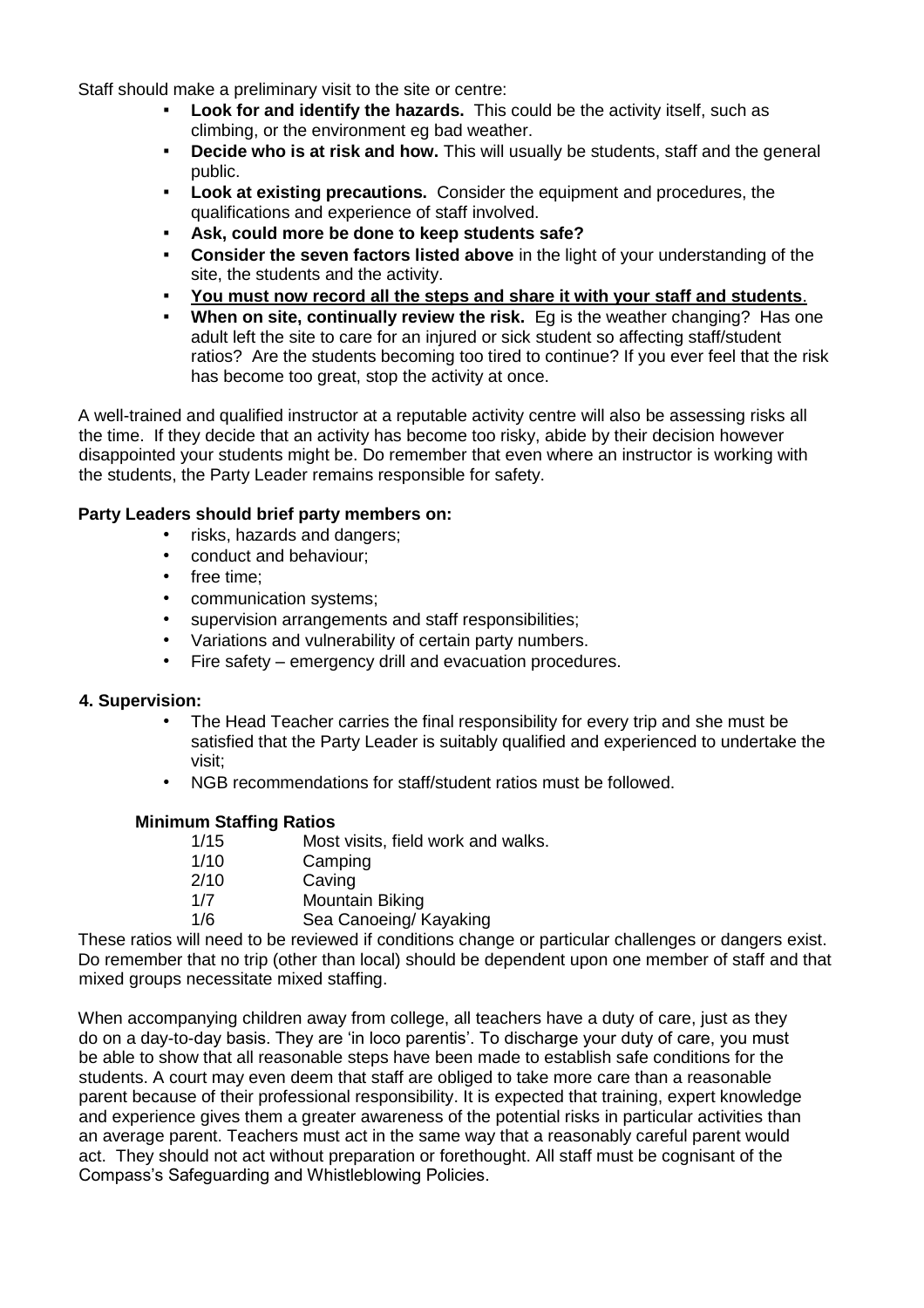Staff should make a preliminary visit to the site or centre:

- **Look for and identify the hazards.** This could be the activity itself, such as climbing, or the environment eg bad weather.
- **Decide who is at risk and how.** This will usually be students, staff and the general public.
- **Look at existing precautions.** Consider the equipment and procedures, the qualifications and experience of staff involved.
- **Ask, could more be done to keep students safe?**
- **Consider the seven factors listed above** in the light of your understanding of the site, the students and the activity.
- **You must now record all the steps and share it with your staff and students**.
- **When on site, continually review the risk.** Eg is the weather changing? Has one adult left the site to care for an injured or sick student so affecting staff/student ratios? Are the students becoming too tired to continue? If you ever feel that the risk has become too great, stop the activity at once.

A well-trained and qualified instructor at a reputable activity centre will also be assessing risks all the time. If they decide that an activity has become too risky, abide by their decision however disappointed your students might be. Do remember that even where an instructor is working with the students, the Party Leader remains responsible for safety.

**Party Leaders should brief party members on:**

- risks, hazards and dangers;
- conduct and behaviour;
- free time;
- communication systems;
- supervision arrangements and staff responsibilities;
- Variations and vulnerability of certain party numbers.
- Fire safety – emergency drill and evacuation procedures.

### 4. Supervision:

- The Head Teacher carries the final responsibility for every trip and she must be satisfied that the Party Leader is suitably qualified and experienced to undertake the visit;
- NGB recommendations for staff/student ratios must be followed.

**Minimum Staffing Ratios**

| Ratio | Activity |
|---|---|
| 1/15 | Most visits, field work and walks. |
| 1/10 | Camping |
| 2/10 | Caving |
| 1/7 | Mountain Biking |
| 1/6 | Sea Canoeing/ Kayaking |

These ratios will need to be reviewed if conditions change or particular challenges or dangers exist. Do remember that no trip (other than local) should be dependent upon one member of staff and that mixed groups necessitate mixed staffing.

When accompanying children away from college, all teachers have a duty of care, just as they do on a day-to-day basis. They are 'in loco parentis'. To discharge your duty of care, you must be able to show that all reasonable steps have been made to establish safe conditions for the students. A court may even deem that staff are obliged to take more care than a reasonable parent because of their professional responsibility. It is expected that training, expert knowledge and experience gives them a greater awareness of the potential risks in particular activities than an average parent. Teachers must act in the same way that a reasonably careful parent would act. They should not act without preparation or forethought. All staff must be cognisant of the Compass's Safeguarding and Whistleblowing Policies.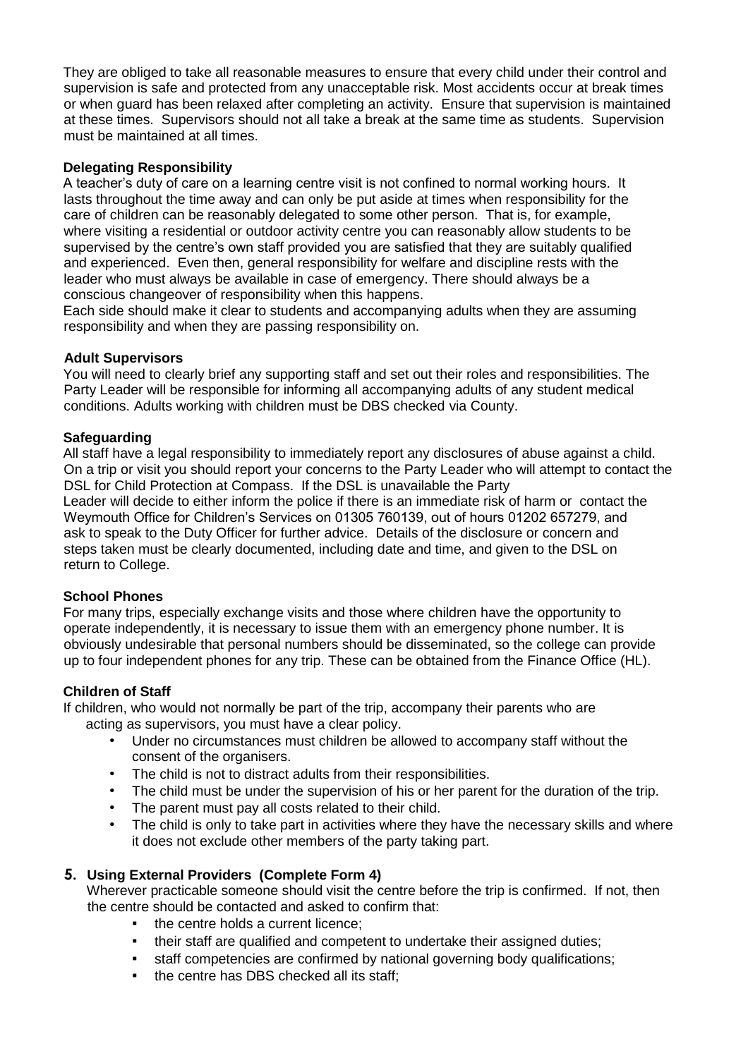They are obliged to take all reasonable measures to ensure that every child under their control and supervision is safe and protected from any unacceptable risk. Most accidents occur at break times or when guard has been relaxed after completing an activity. Ensure that supervision is maintained at these times. Supervisors should not all take a break at the same time as students. Supervision must be maintained at all times.

**Delegating Responsibility**

A teacher's duty of care on a learning centre visit is not confined to normal working hours. It lasts throughout the time away and can only be put aside at times when responsibility for the care of children can be reasonably delegated to some other person. That is, for example, where visiting a residential or outdoor activity centre you can reasonably allow students to be supervised by the centre's own staff provided you are satisfied that they are suitably qualified and experienced. Even then, general responsibility for welfare and discipline rests with the leader who must always be available in case of emergency. There should always be a conscious changeover of responsibility when this happens.

Each side should make it clear to students and accompanying adults when they are assuming responsibility and when they are passing responsibility on.

**Adult Supervisors**

You will need to clearly brief any supporting staff and set out their roles and responsibilities. The Party Leader will be responsible for informing all accompanying adults of any student medical conditions. Adults working with children must be DBS checked via County.

**Safeguarding**

All staff have a legal responsibility to immediately report any disclosures of abuse against a child. On a trip or visit you should report your concerns to the Party Leader who will attempt to contact the DSL for Child Protection at Compass. If the DSL is unavailable the Party Leader will decide to either inform the police if there is an immediate risk of harm or contact the Weymouth Office for Children's Services on 01305 760139, out of hours 01202 657279, and ask to speak to the Duty Officer for further advice. Details of the disclosure or concern and steps taken must be clearly documented, including date and time, and given to the DSL on return to College.

**School Phones**

For many trips, especially exchange visits and those where children have the opportunity to operate independently, it is necessary to issue them with an emergency phone number. It is obviously undesirable that personal numbers should be disseminated, so the college can provide up to four independent phones for any trip. These can be obtained from the Finance Office (HL).

**Children of Staff**

If children, who would not normally be part of the trip, accompany their parents who are acting as supervisors, you must have a clear policy.

- Under no circumstances must children be allowed to accompany staff without the consent of the organisers.
- The child is not to distract adults from their responsibilities.
- The child must be under the supervision of his or her parent for the duration of the trip.
- The parent must pay all costs related to their child.
- The child is only to take part in activities where they have the necessary skills and where it does not exclude other members of the party taking part.

## 5. Using External Providers (Complete Form 4)

Wherever practicable someone should visit the centre before the trip is confirmed. If not, then the centre should be contacted and asked to confirm that:

- the centre holds a current licence;
- their staff are qualified and competent to undertake their assigned duties;
- staff competencies are confirmed by national governing body qualifications;
- the centre has DBS checked all its staff;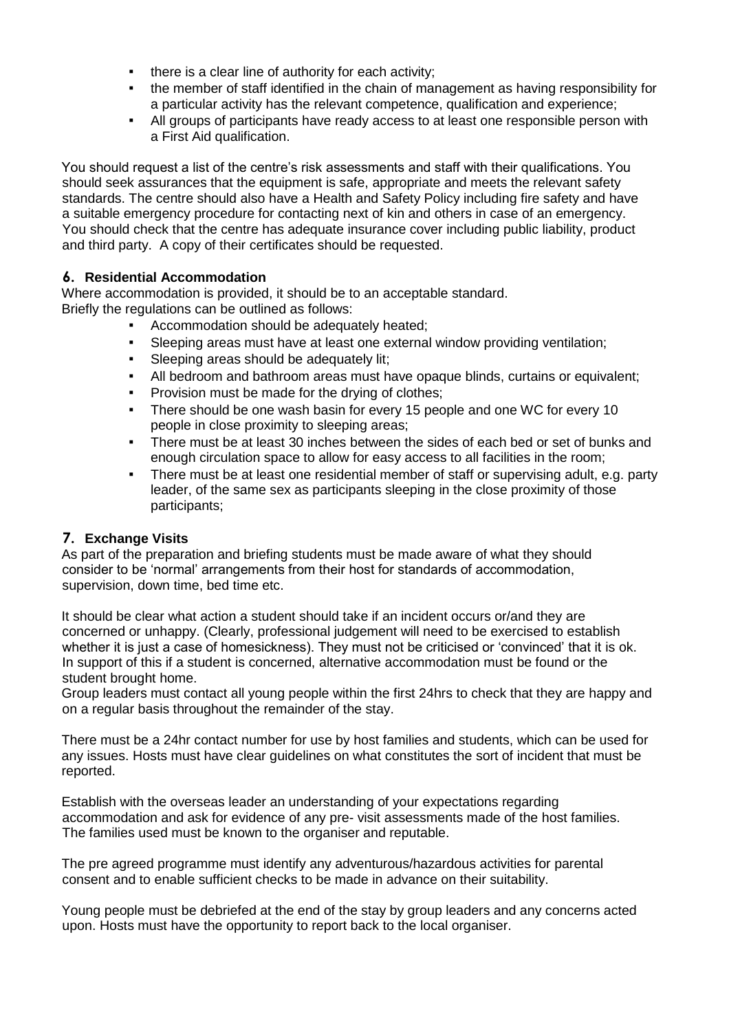- there is a clear line of authority for each activity;
- the member of staff identified in the chain of management as having responsibility for a particular activity has the relevant competence, qualification and experience;
- All groups of participants have ready access to at least one responsible person with a First Aid qualification.

You should request a list of the centre's risk assessments and staff with their qualifications. You should seek assurances that the equipment is safe, appropriate and meets the relevant safety standards. The centre should also have a Health and Safety Policy including fire safety and have a suitable emergency procedure for contacting next of kin and others in case of an emergency. You should check that the centre has adequate insurance cover including public liability, product and third party. A copy of their certificates should be requested.

## 6. Residential Accommodation

Where accommodation is provided, it should be to an acceptable standard.
Briefly the regulations can be outlined as follows:

- Accommodation should be adequately heated;
- Sleeping areas must have at least one external window providing ventilation;
- Sleeping areas should be adequately lit;
- All bedroom and bathroom areas must have opaque blinds, curtains or equivalent;
- Provision must be made for the drying of clothes;
- There should be one wash basin for every 15 people and one WC for every 10 people in close proximity to sleeping areas;
- There must be at least 30 inches between the sides of each bed or set of bunks and enough circulation space to allow for easy access to all facilities in the room;
- There must be at least one residential member of staff or supervising adult, e.g. party leader, of the same sex as participants sleeping in the close proximity of those participants;

## 7. Exchange Visits

As part of the preparation and briefing students must be made aware of what they should consider to be 'normal' arrangements from their host for standards of accommodation, supervision, down time, bed time etc.

It should be clear what action a student should take if an incident occurs or/and they are concerned or unhappy. (Clearly, professional judgement will need to be exercised to establish whether it is just a case of homesickness). They must not be criticised or 'convinced' that it is ok. In support of this if a student is concerned, alternative accommodation must be found or the student brought home.
Group leaders must contact all young people within the first 24hrs to check that they are happy and on a regular basis throughout the remainder of the stay.

There must be a 24hr contact number for use by host families and students, which can be used for any issues. Hosts must have clear guidelines on what constitutes the sort of incident that must be reported.

Establish with the overseas leader an understanding of your expectations regarding accommodation and ask for evidence of any pre- visit assessments made of the host families. The families used must be known to the organiser and reputable.

The pre agreed programme must identify any adventurous/hazardous activities for parental consent and to enable sufficient checks to be made in advance on their suitability.

Young people must be debriefed at the end of the stay by group leaders and any concerns acted upon. Hosts must have the opportunity to report back to the local organiser.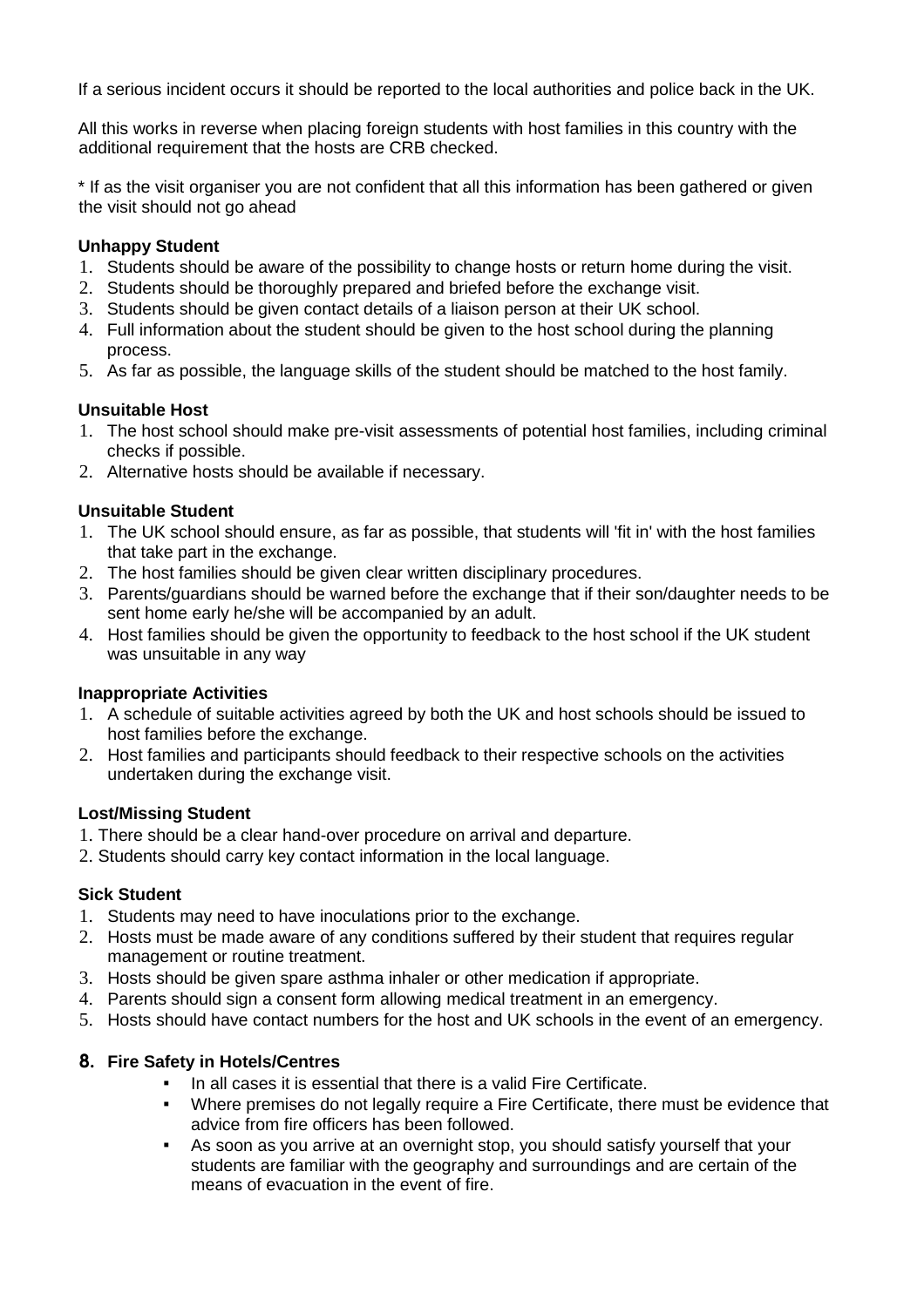If a serious incident occurs it should be reported to the local authorities and police back in the UK.

All this works in reverse when placing foreign students with host families in this country with the additional requirement that the hosts are CRB checked.

* If as the visit organiser you are not confident that all this information has been gathered or given the visit should not go ahead

**Unhappy Student**

1. Students should be aware of the possibility to change hosts or return home during the visit.
2. Students should be thoroughly prepared and briefed before the exchange visit.
3. Students should be given contact details of a liaison person at their UK school.
4. Full information about the student should be given to the host school during the planning process.
5. As far as possible, the language skills of the student should be matched to the host family.

**Unsuitable Host**

1. The host school should make pre-visit assessments of potential host families, including criminal checks if possible.
2. Alternative hosts should be available if necessary.

**Unsuitable Student**

1. The UK school should ensure, as far as possible, that students will 'fit in' with the host families that take part in the exchange.
2. The host families should be given clear written disciplinary procedures.
3. Parents/guardians should be warned before the exchange that if their son/daughter needs to be sent home early he/she will be accompanied by an adult.
4. Host families should be given the opportunity to feedback to the host school if the UK student was unsuitable in any way

**Inappropriate Activities**

1. A schedule of suitable activities agreed by both the UK and host schools should be issued to host families before the exchange.
2. Host families and participants should feedback to their respective schools on the activities undertaken during the exchange visit.

**Lost/Missing Student**

1. There should be a clear hand-over procedure on arrival and departure.
2. Students should carry key contact information in the local language.

**Sick Student**

1. Students may need to have inoculations prior to the exchange.
2. Hosts must be made aware of any conditions suffered by their student that requires regular management or routine treatment.
3. Hosts should be given spare asthma inhaler or other medication if appropriate.
4. Parents should sign a consent form allowing medical treatment in an emergency.
5. Hosts should have contact numbers for the host and UK schools in the event of an emergency.

## 8. Fire Safety in Hotels/Centres

- In all cases it is essential that there is a valid Fire Certificate.
- Where premises do not legally require a Fire Certificate, there must be evidence that advice from fire officers has been followed.
- As soon as you arrive at an overnight stop, you should satisfy yourself that your students are familiar with the geography and surroundings and are certain of the means of evacuation in the event of fire.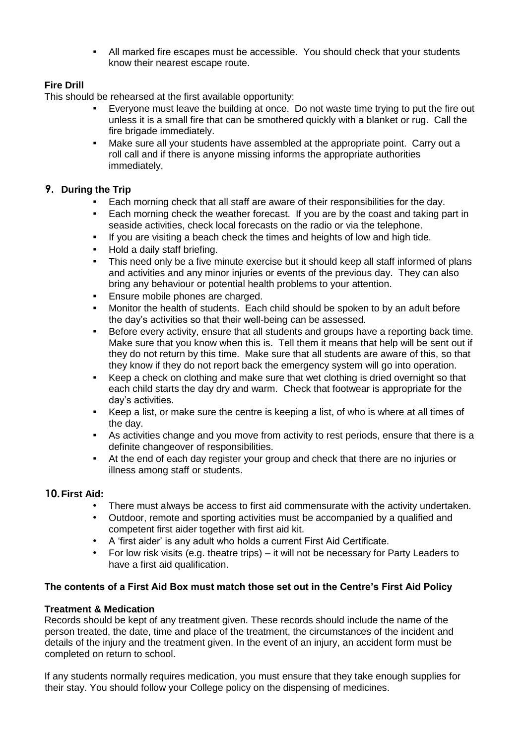- All marked fire escapes must be accessible. You should check that your students know their nearest escape route.

**Fire Drill**

This should be rehearsed at the first available opportunity:

- Everyone must leave the building at once. Do not waste time trying to put the fire out unless it is a small fire that can be smothered quickly with a blanket or rug. Call the fire brigade immediately.
- Make sure all your students have assembled at the appropriate point. Carry out a roll call and if there is anyone missing informs the appropriate authorities immediately.

## 9. During the Trip

- Each morning check that all staff are aware of their responsibilities for the day.
- Each morning check the weather forecast. If you are by the coast and taking part in seaside activities, check local forecasts on the radio or via the telephone.
- If you are visiting a beach check the times and heights of low and high tide.
- Hold a daily staff briefing.
- This need only be a five minute exercise but it should keep all staff informed of plans and activities and any minor injuries or events of the previous day. They can also bring any behaviour or potential health problems to your attention.
- Ensure mobile phones are charged.
- Monitor the health of students. Each child should be spoken to by an adult before the day's activities so that their well-being can be assessed.
- Before every activity, ensure that all students and groups have a reporting back time. Make sure that you know when this is. Tell them it means that help will be sent out if they do not return by this time. Make sure that all students are aware of this, so that they know if they do not report back the emergency system will go into operation.
- Keep a check on clothing and make sure that wet clothing is dried overnight so that each child starts the day dry and warm. Check that footwear is appropriate for the day's activities.
- Keep a list, or make sure the centre is keeping a list, of who is where at all times of the day.
- As activities change and you move from activity to rest periods, ensure that there is a definite changeover of responsibilities.
- At the end of each day register your group and check that there are no injuries or illness among staff or students.

## 10. First Aid:

- There must always be access to first aid commensurate with the activity undertaken.
- Outdoor, remote and sporting activities must be accompanied by a qualified and competent first aider together with first aid kit.
- A 'first aider' is any adult who holds a current First Aid Certificate.
- For low risk visits (e.g. theatre trips) – it will not be necessary for Party Leaders to have a first aid qualification.

**The contents of a First Aid Box must match those set out in the Centre's First Aid Policy**

**Treatment & Medication**

Records should be kept of any treatment given. These records should include the name of the person treated, the date, time and place of the treatment, the circumstances of the incident and details of the injury and the treatment given. In the event of an injury, an accident form must be completed on return to school.

If any students normally requires medication, you must ensure that they take enough supplies for their stay. You should follow your College policy on the dispensing of medicines.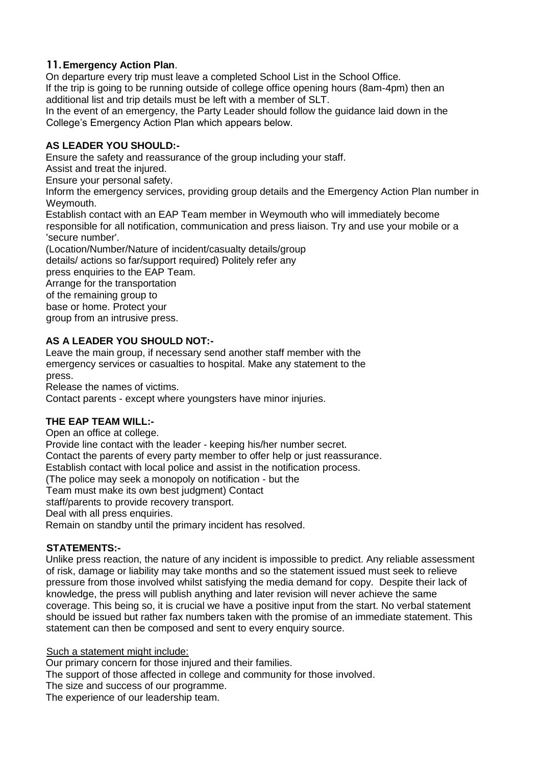## 11. Emergency Action Plan.

On departure every trip must leave a completed School List in the School Office.
If the trip is going to be running outside of college office opening hours (8am-4pm) then an additional list and trip details must be left with a member of SLT.
In the event of an emergency, the Party Leader should follow the guidance laid down in the College's Emergency Action Plan which appears below.

**AS LEADER YOU SHOULD:-**

Ensure the safety and reassurance of the group including your staff.
Assist and treat the injured.
Ensure your personal safety.
Inform the emergency services, providing group details and the Emergency Action Plan number in Weymouth.
Establish contact with an EAP Team member in Weymouth who will immediately become responsible for all notification, communication and press liaison. Try and use your mobile or a 'secure number'.
(Location/Number/Nature of incident/casualty details/group details/ actions so far/support required) Politely refer any press enquiries to the EAP Team.
Arrange for the transportation of the remaining group to base or home. Protect your group from an intrusive press.

**AS A LEADER YOU SHOULD NOT:-**

Leave the main group, if necessary send another staff member with the emergency services or casualties to hospital. Make any statement to the press.
Release the names of victims.
Contact parents - except where youngsters have minor injuries.

**THE EAP TEAM WILL:-**

Open an office at college.
Provide line contact with the leader - keeping his/her number secret.
Contact the parents of every party member to offer help or just reassurance.
Establish contact with local police and assist in the notification process.
(The police may seek a monopoly on notification - but the Team must make its own best judgment) Contact staff/parents to provide recovery transport.
Deal with all press enquiries.
Remain on standby until the primary incident has resolved.

**STATEMENTS:-**

Unlike press reaction, the nature of any incident is impossible to predict. Any reliable assessment of risk, damage or liability may take months and so the statement issued must seek to relieve pressure from those involved whilst satisfying the media demand for copy. Despite their lack of knowledge, the press will publish anything and later revision will never achieve the same coverage. This being so, it is crucial we have a positive input from the start. No verbal statement should be issued but rather fax numbers taken with the promise of an immediate statement. This statement can then be composed and sent to every enquiry source.

<u>Such a statement might include:</u>

Our primary concern for those injured and their families.
The support of those affected in college and community for those involved.
The size and success of our programme.
The experience of our leadership team.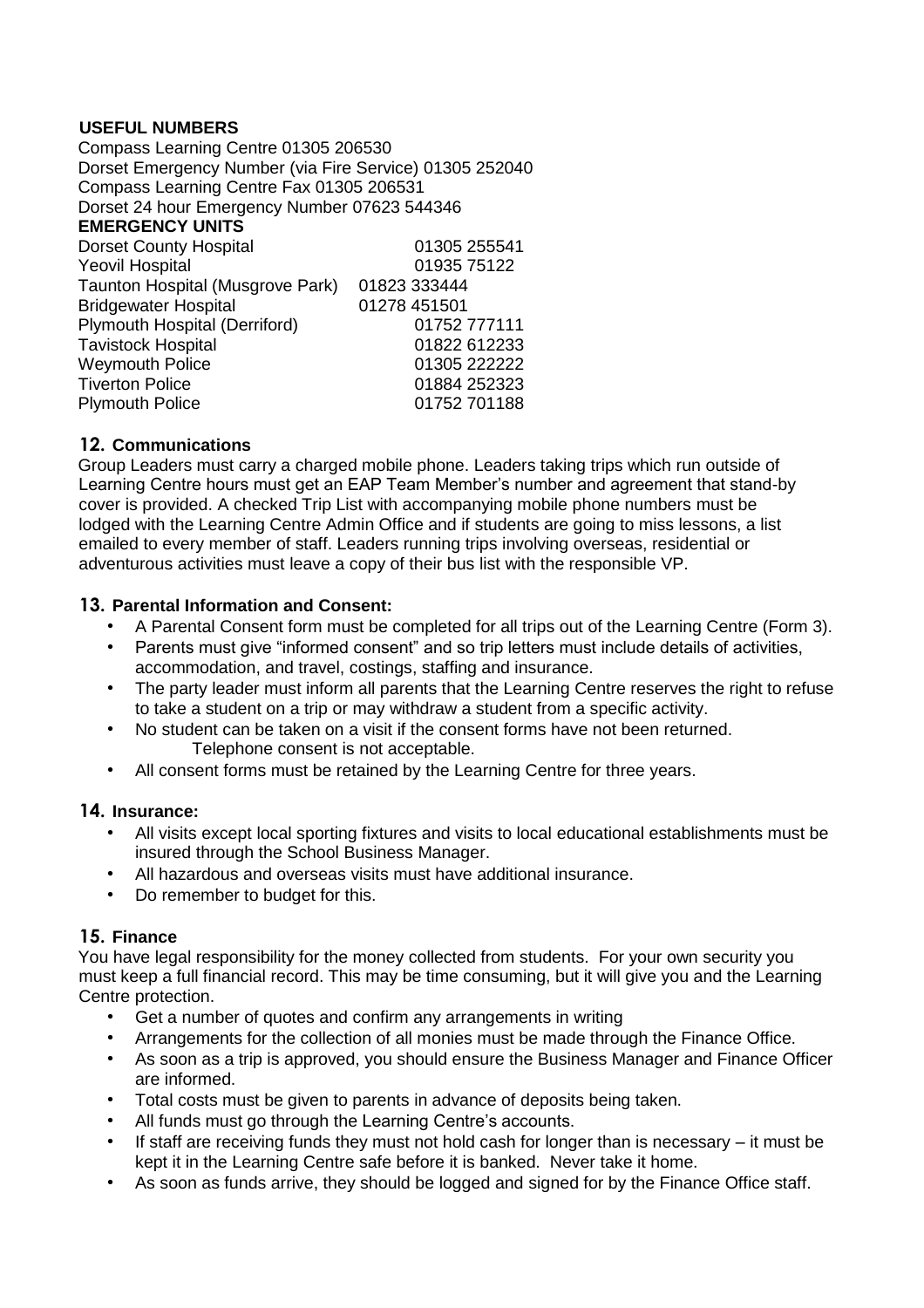**USEFUL NUMBERS**

Compass Learning Centre 01305 206530
Dorset Emergency Number (via Fire Service) 01305 252040
Compass Learning Centre Fax 01305 206531
Dorset 24 hour Emergency Number 07623 544346

**EMERGENCY UNITS**

| | |
|---|---|
| Dorset County Hospital | 01305 255541 |
| Yeovil Hospital | 01935 75122 |
| Taunton Hospital (Musgrove Park) | 01823 333444 |
| Bridgewater Hospital | 01278 451501 |
| Plymouth Hospital (Derriford) | 01752 777111 |
| Tavistock Hospital | 01822 612233 |
| Weymouth Police | 01305 222222 |
| Tiverton Police | 01884 252323 |
| Plymouth Police | 01752 701188 |

### 12. Communications

Group Leaders must carry a charged mobile phone. Leaders taking trips which run outside of Learning Centre hours must get an EAP Team Member's number and agreement that stand-by cover is provided. A checked Trip List with accompanying mobile phone numbers must be lodged with the Learning Centre Admin Office and if students are going to miss lessons, a list emailed to every member of staff. Leaders running trips involving overseas, residential or adventurous activities must leave a copy of their bus list with the responsible VP.

### 13. Parental Information and Consent:

- A Parental Consent form must be completed for all trips out of the Learning Centre (Form 3).
- Parents must give "informed consent" and so trip letters must include details of activities, accommodation, and travel, costings, staffing and insurance.
- The party leader must inform all parents that the Learning Centre reserves the right to refuse to take a student on a trip or may withdraw a student from a specific activity.
- No student can be taken on a visit if the consent forms have not been returned. Telephone consent is not acceptable.
- All consent forms must be retained by the Learning Centre for three years.

### 14. Insurance:

- All visits except local sporting fixtures and visits to local educational establishments must be insured through the School Business Manager.
- All hazardous and overseas visits must have additional insurance.
- Do remember to budget for this.

### 15. Finance

You have legal responsibility for the money collected from students. For your own security you must keep a full financial record. This may be time consuming, but it will give you and the Learning Centre protection.

- Get a number of quotes and confirm any arrangements in writing
- Arrangements for the collection of all monies must be made through the Finance Office.
- As soon as a trip is approved, you should ensure the Business Manager and Finance Officer are informed.
- Total costs must be given to parents in advance of deposits being taken.
- All funds must go through the Learning Centre's accounts.
- If staff are receiving funds they must not hold cash for longer than is necessary – it must be kept it in the Learning Centre safe before it is banked. Never take it home.
- As soon as funds arrive, they should be logged and signed for by the Finance Office staff.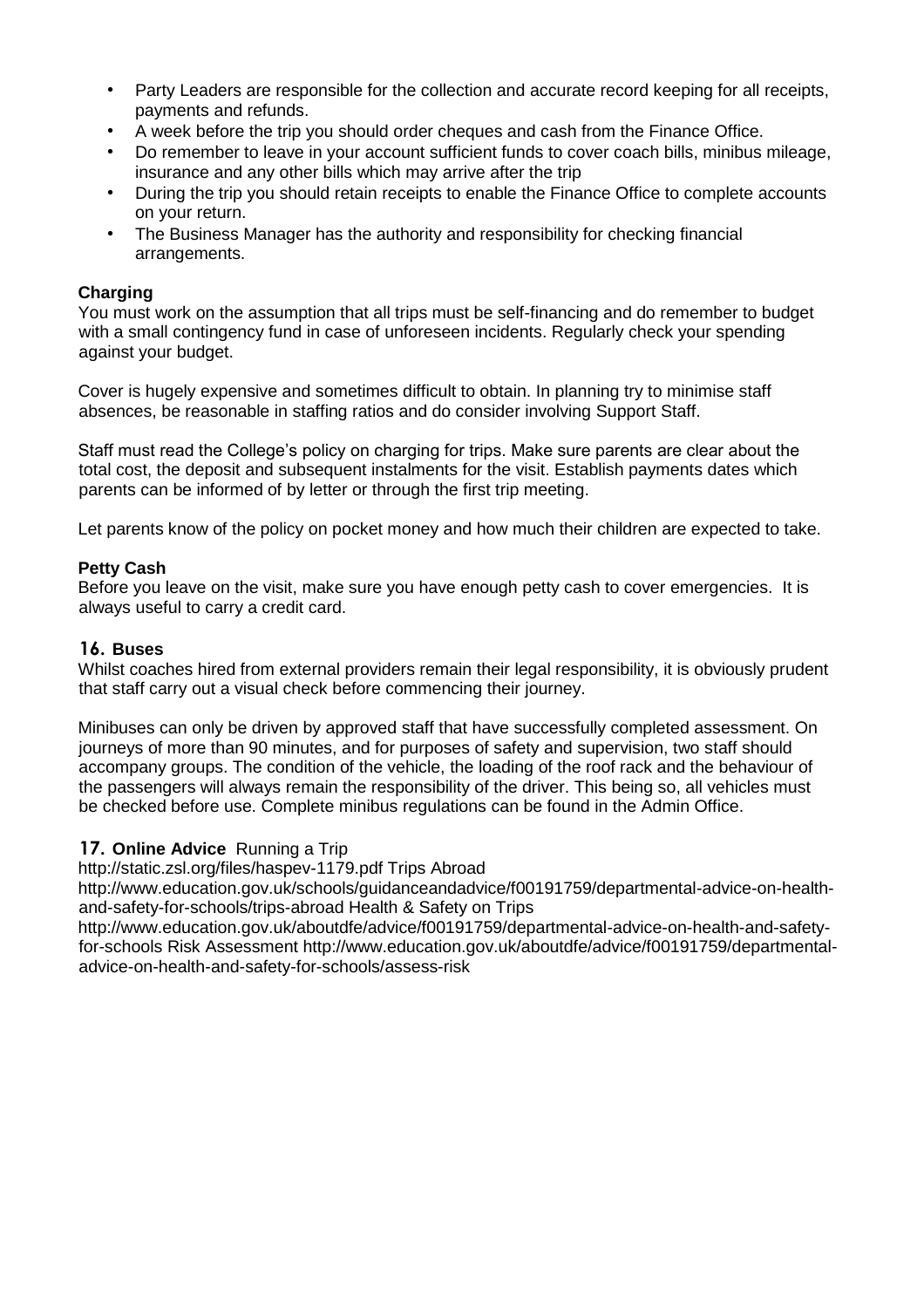- Party Leaders are responsible for the collection and accurate record keeping for all receipts, payments and refunds.
- A week before the trip you should order cheques and cash from the Finance Office.
- Do remember to leave in your account sufficient funds to cover coach bills, minibus mileage, insurance and any other bills which may arrive after the trip
- During the trip you should retain receipts to enable the Finance Office to complete accounts on your return.
- The Business Manager has the authority and responsibility for checking financial arrangements.

**Charging**

You must work on the assumption that all trips must be self-financing and do remember to budget with a small contingency fund in case of unforeseen incidents. Regularly check your spending against your budget.

Cover is hugely expensive and sometimes difficult to obtain. In planning try to minimise staff absences, be reasonable in staffing ratios and do consider involving Support Staff.

Staff must read the College's policy on charging for trips. Make sure parents are clear about the total cost, the deposit and subsequent instalments for the visit. Establish payments dates which parents can be informed of by letter or through the first trip meeting.

Let parents know of the policy on pocket money and how much their children are expected to take.

**Petty Cash**

Before you leave on the visit, make sure you have enough petty cash to cover emergencies. It is always useful to carry a credit card.

## 16. Buses

Whilst coaches hired from external providers remain their legal responsibility, it is obviously prudent that staff carry out a visual check before commencing their journey.

Minibuses can only be driven by approved staff that have successfully completed assessment. On journeys of more than 90 minutes, and for purposes of safety and supervision, two staff should accompany groups. The condition of the vehicle, the loading of the roof rack and the behaviour of the passengers will always remain the responsibility of the driver. This being so, all vehicles must be checked before use. Complete minibus regulations can be found in the Admin Office.

## 17. Online Advice

Running a Trip
http://static.zsl.org/files/haspev-1179.pdf Trips Abroad
http://www.education.gov.uk/schools/guidanceandadvice/f00191759/departmental-advice-on-health-and-safety-for-schools/trips-abroad Health & Safety on Trips
http://www.education.gov.uk/aboutdfe/advice/f00191759/departmental-advice-on-health-and-safety-for-schools Risk Assessment http://www.education.gov.uk/aboutdfe/advice/f00191759/departmental-advice-on-health-and-safety-for-schools/assess-risk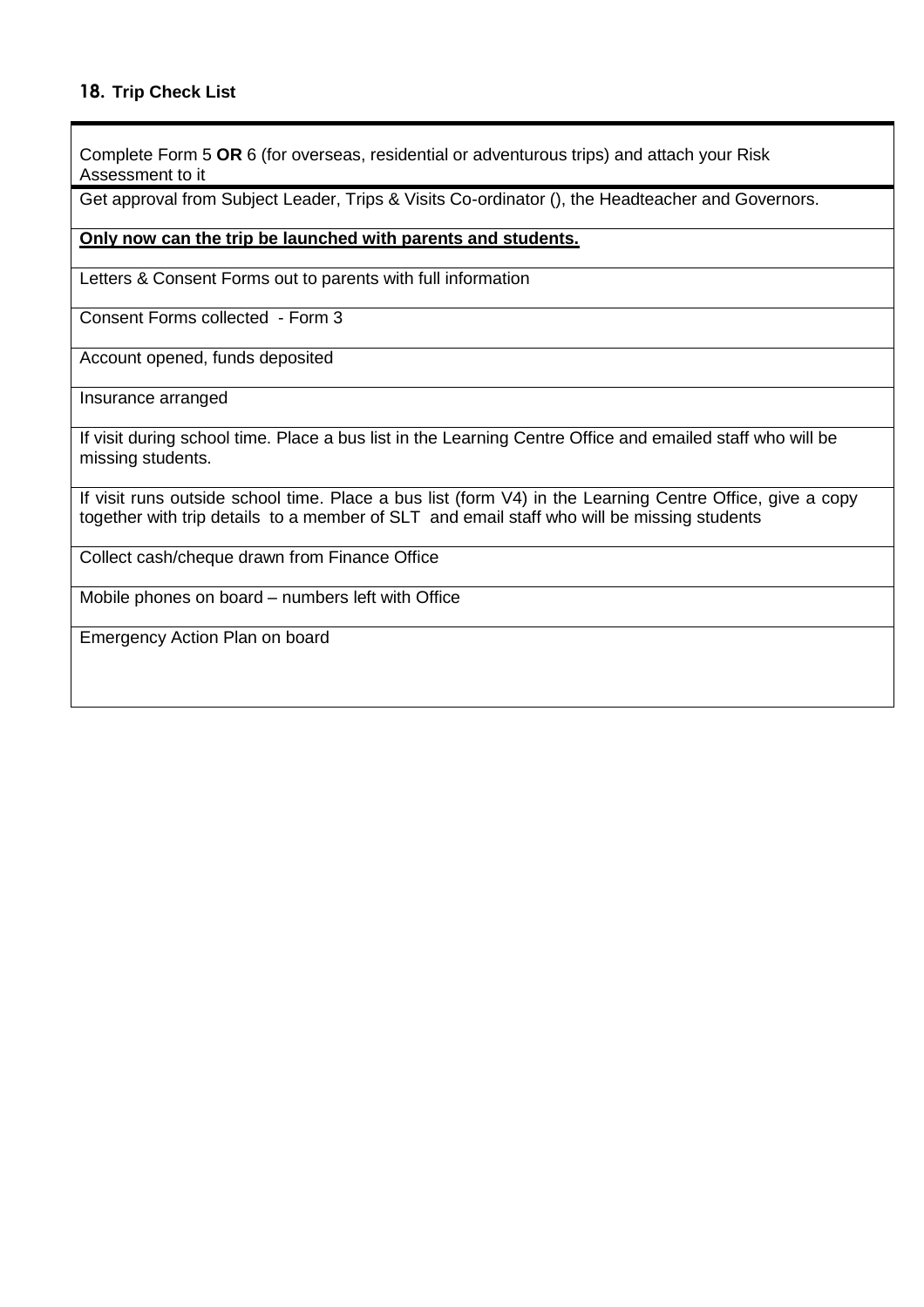## 18. Trip Check List

| |
|---|
| Complete Form 5 **OR** 6 (for overseas, residential or adventurous trips) and attach your Risk Assessment to it |
| Get approval from Subject Leader, Trips & Visits Co-ordinator (), the Headteacher and Governors. |
| **<u>Only now can the trip be launched with parents and students.</u>** |
| Letters & Consent Forms out to parents with full information |
| Consent Forms collected - Form 3 |
| Account opened, funds deposited |
| Insurance arranged |
| If visit during school time. Place a bus list in the Learning Centre Office and emailed staff who will be missing students. |
| If visit runs outside school time. Place a bus list (form V4) in the Learning Centre Office, give a copy together with trip details to a member of SLT and email staff who will be missing students |
| Collect cash/cheque drawn from Finance Office |
| Mobile phones on board – numbers left with Office |
| Emergency Action Plan on board |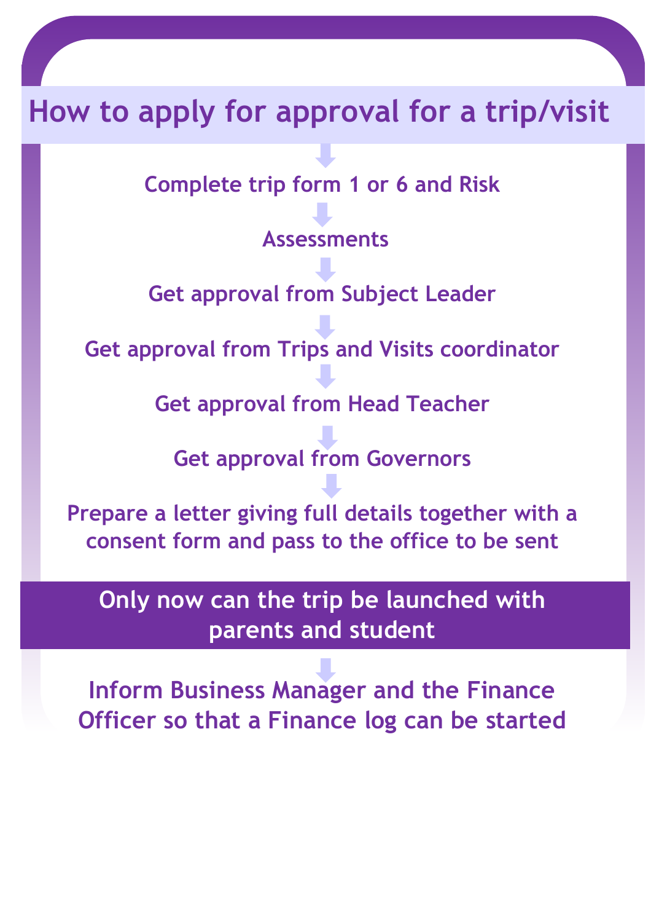# How to apply for approval for a trip/visit

Complete trip form 1 or 6 and Risk

Assessments

Get approval from Subject Leader

Get approval from Trips and Visits coordinator

Get approval from Head Teacher

Get approval from Governors

Prepare a letter giving full details together with a consent form and pass to the office to be sent

**Only now can the trip be launched with parents and student**

Inform Business Manager and the Finance Officer so that a Finance log can be started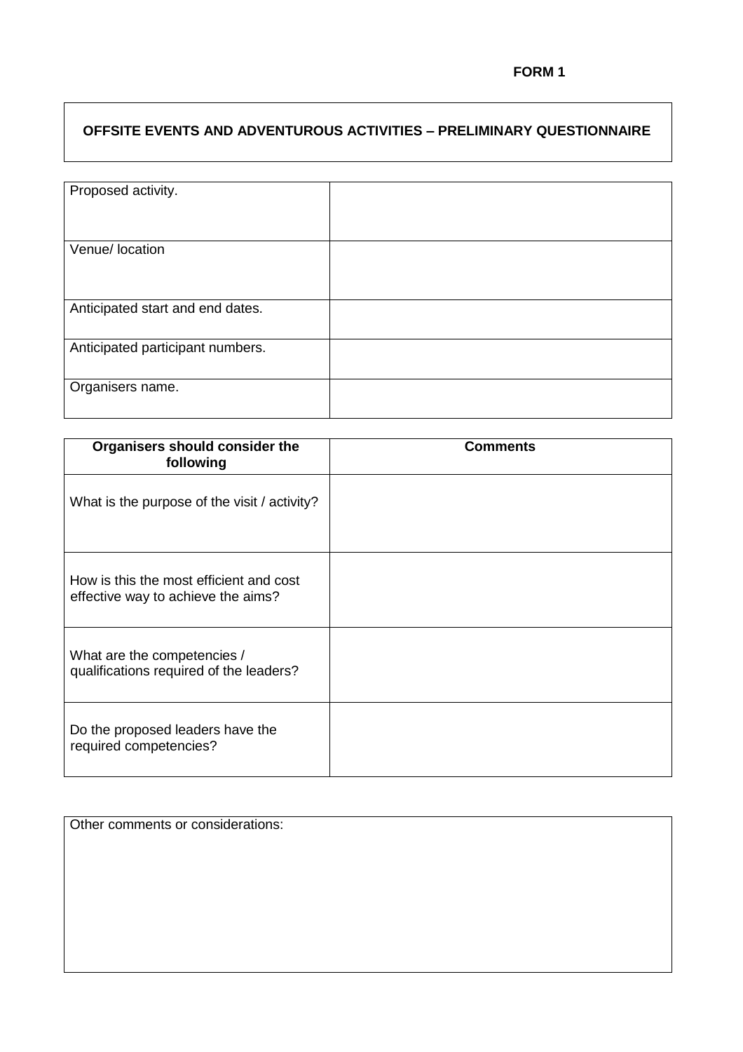**FORM 1**

**OFFSITE EVENTS AND ADVENTUROUS ACTIVITIES – PRELIMINARY QUESTIONNAIRE**

| | |
|---|---|
| Proposed activity. | |
| Venue/ location | |
| Anticipated start and end dates. | |
| Anticipated participant numbers. | |
| Organisers name. | |

| **Organisers should consider the following** | **Comments** |
|---|---|
| What is the purpose of the visit / activity? | |
| How is this the most efficient and cost effective way to achieve the aims? | |
| What are the competencies / qualifications required of the leaders? | |
| Do the proposed leaders have the required competencies? | |

| Other comments or considerations: |
|---|
| |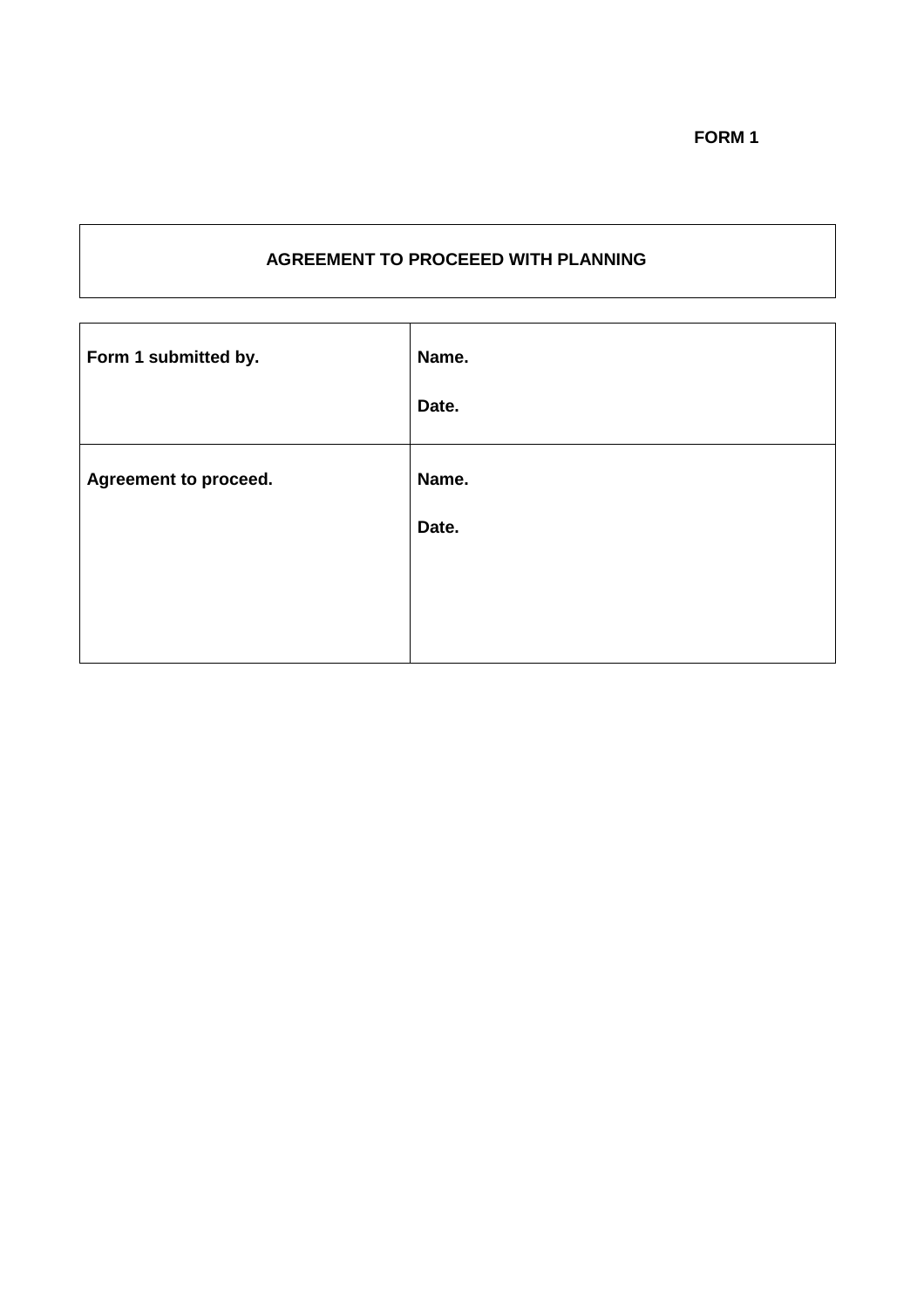**FORM 1**

| AGREEMENT TO PROCEEED WITH PLANNING |
| --- |

| **Form 1 submitted by.** | **Name.**<br><br>**Date.** |
| --- | --- |
| **Agreement to proceed.** | **Name.**<br><br>**Date.** |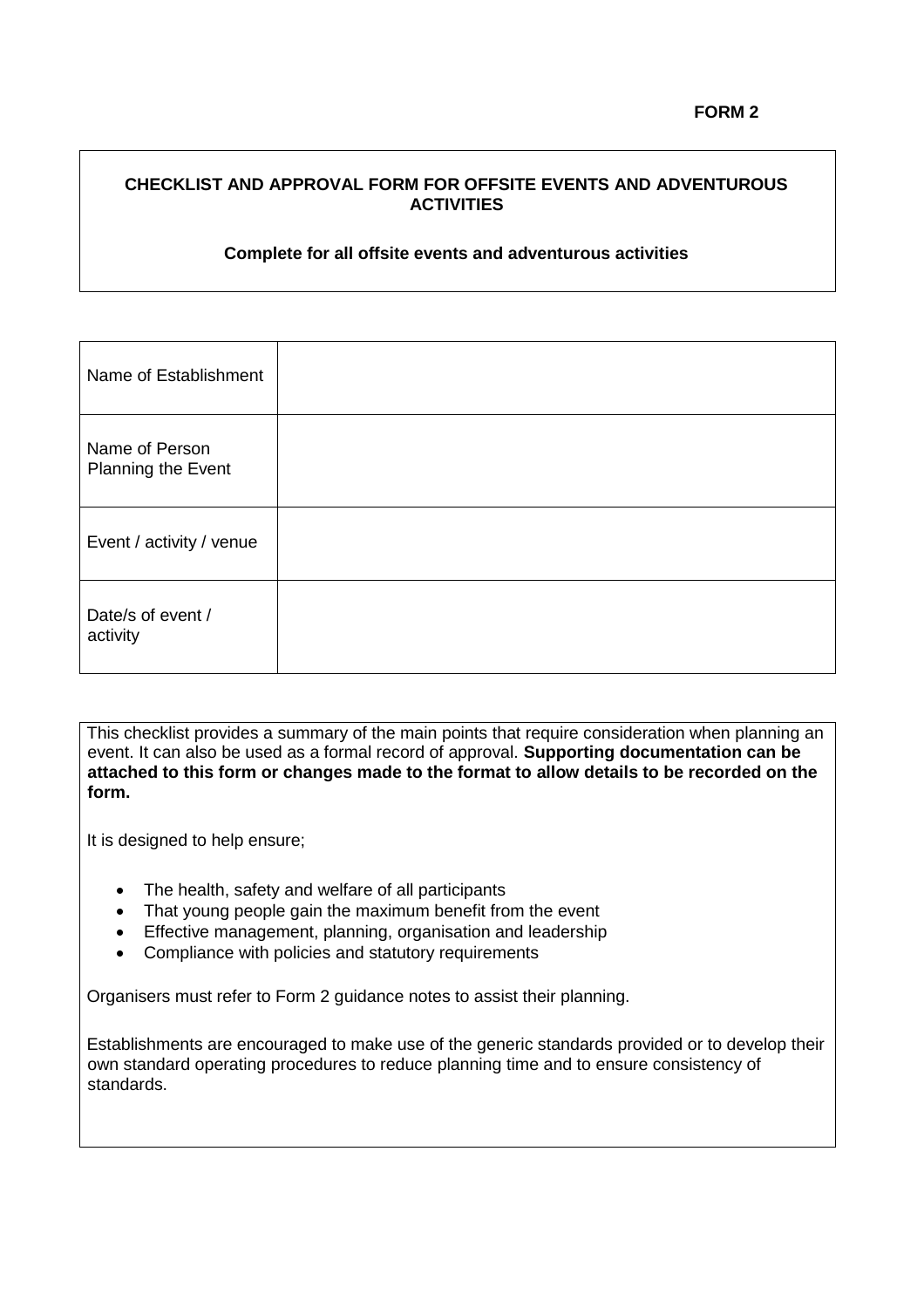**FORM 2**

## CHECKLIST AND APPROVAL FORM FOR OFFSITE EVENTS AND ADVENTUROUS ACTIVITIES

**Complete for all offsite events and adventurous activities**

| | |
|---|---|
| Name of Establishment | |
| Name of Person Planning the Event | |
| Event / activity / venue | |
| Date/s of event / activity | |

This checklist provides a summary of the main points that require consideration when planning an event. It can also be used as a formal record of approval. **Supporting documentation can be attached to this form or changes made to the format to allow details to be recorded on the form.**

It is designed to help ensure;

- The health, safety and welfare of all participants
- That young people gain the maximum benefit from the event
- Effective management, planning, organisation and leadership
- Compliance with policies and statutory requirements

Organisers must refer to Form 2 guidance notes to assist their planning.

Establishments are encouraged to make use of the generic standards provided or to develop their own standard operating procedures to reduce planning time and to ensure consistency of standards.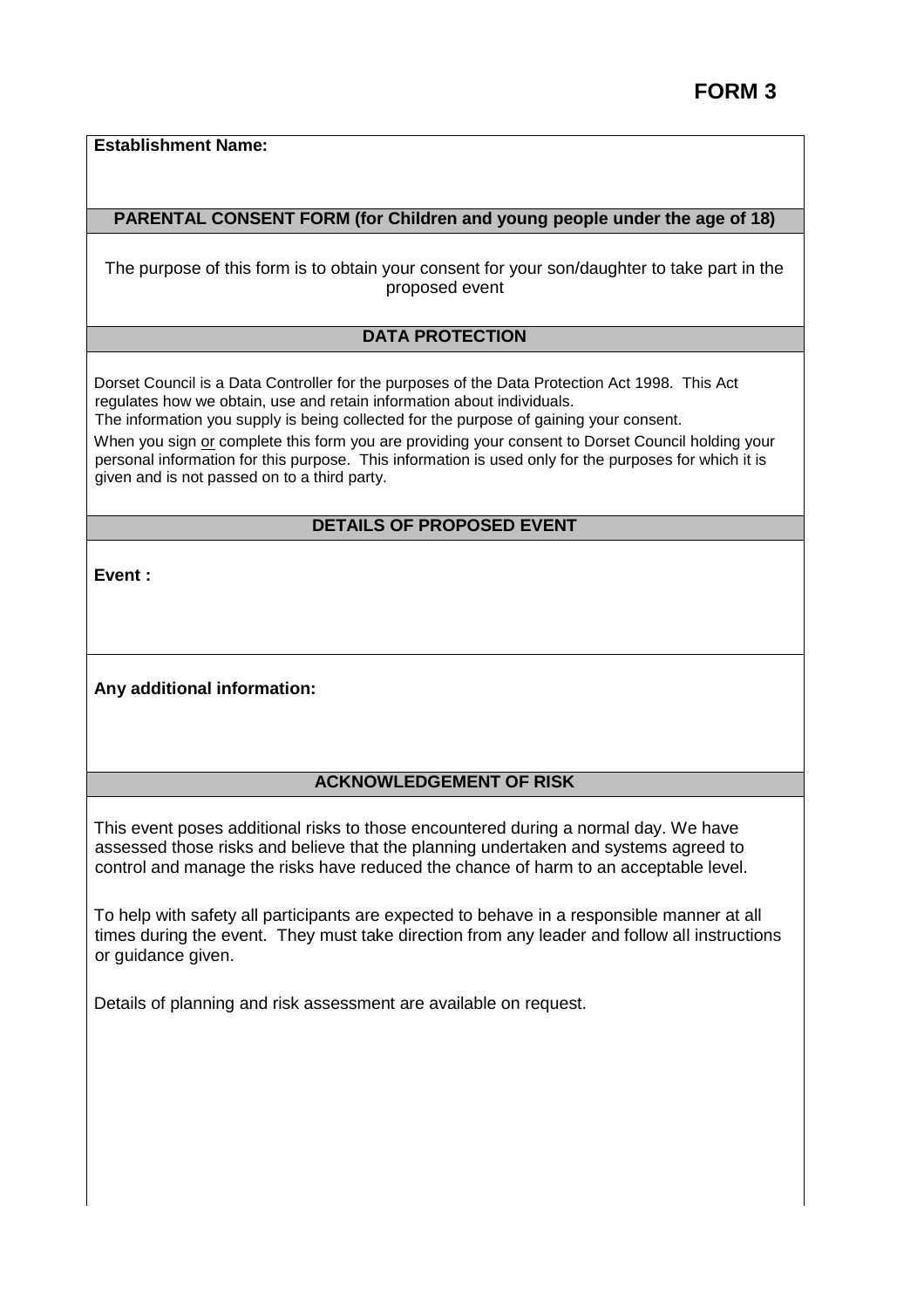# FORM 3

**Establishment Name:**

## PARENTAL CONSENT FORM (for Children and young people under the age of 18)

The purpose of this form is to obtain your consent for your son/daughter to take part in the proposed event

## DATA PROTECTION

Dorset Council is a Data Controller for the purposes of the Data Protection Act 1998. This Act regulates how we obtain, use and retain information about individuals.
The information you supply is being collected for the purpose of gaining your consent.

When you sign or complete this form you are providing your consent to Dorset Council holding your personal information for this purpose. This information is used only for the purposes for which it is given and is not passed on to a third party.

## DETAILS OF PROPOSED EVENT

**Event :**

**Any additional information:**

## ACKNOWLEDGEMENT OF RISK

This event poses additional risks to those encountered during a normal day. We have assessed those risks and believe that the planning undertaken and systems agreed to control and manage the risks have reduced the chance of harm to an acceptable level.

To help with safety all participants are expected to behave in a responsible manner at all times during the event. They must take direction from any leader and follow all instructions or guidance given.

Details of planning and risk assessment are available on request.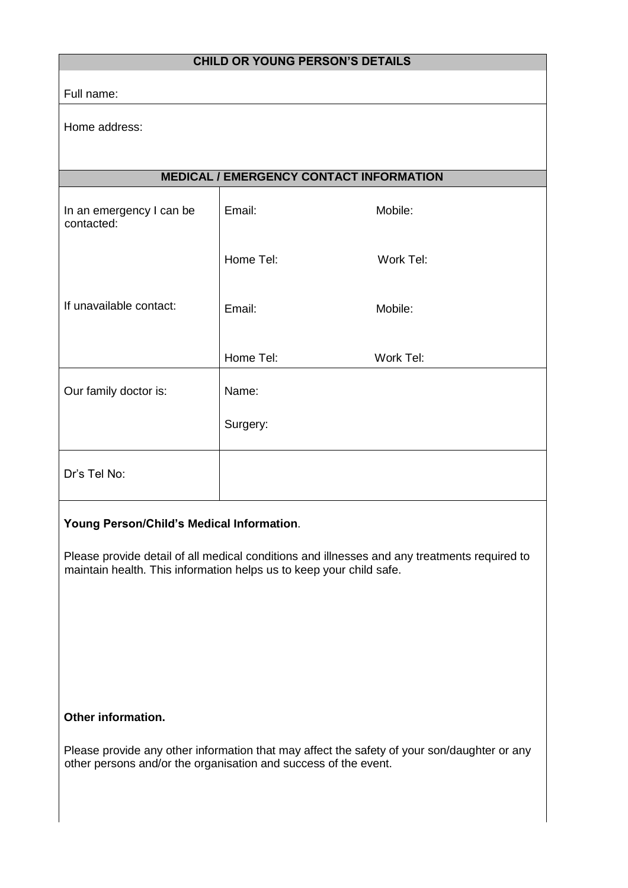| CHILD OR YOUNG PERSON'S DETAILS | | |
|---|---|---|
| Full name: | | |
| Home address: | | |

| MEDICAL / EMERGENCY CONTACT INFORMATION | | |
|---|---|---|
| In an emergency I can be contacted: | Email: | Mobile: |
| | Home Tel: | Work Tel: |
| If unavailable contact: | Email: | Mobile: |
| | Home Tel: | Work Tel: |
| Our family doctor is: | Name: | |
| | Surgery: | |
| Dr's Tel No: | | |

**Young Person/Child's Medical Information**.

Please provide detail of all medical conditions and illnesses and any treatments required to maintain health. This information helps us to keep your child safe.

**Other information.**

Please provide any other information that may affect the safety of your son/daughter or any other persons and/or the organisation and success of the event.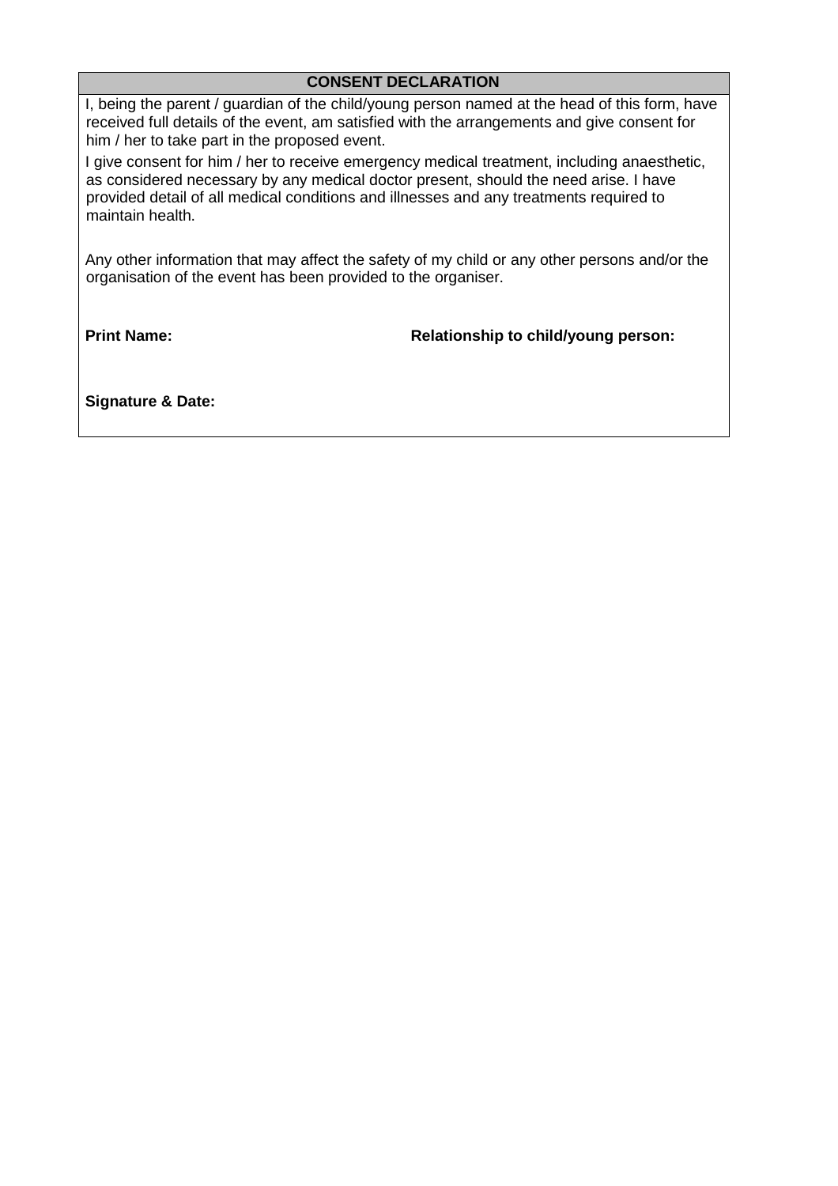## CONSENT DECLARATION

I, being the parent / guardian of the child/young person named at the head of this form, have received full details of the event, am satisfied with the arrangements and give consent for him / her to take part in the proposed event.

I give consent for him / her to receive emergency medical treatment, including anaesthetic, as considered necessary by any medical doctor present, should the need arise. I have provided detail of all medical conditions and illnesses and any treatments required to maintain health.

Any other information that may affect the safety of my child or any other persons and/or the organisation of the event has been provided to the organiser.

**Print Name:** **Relationship to child/young person:**

**Signature & Date:**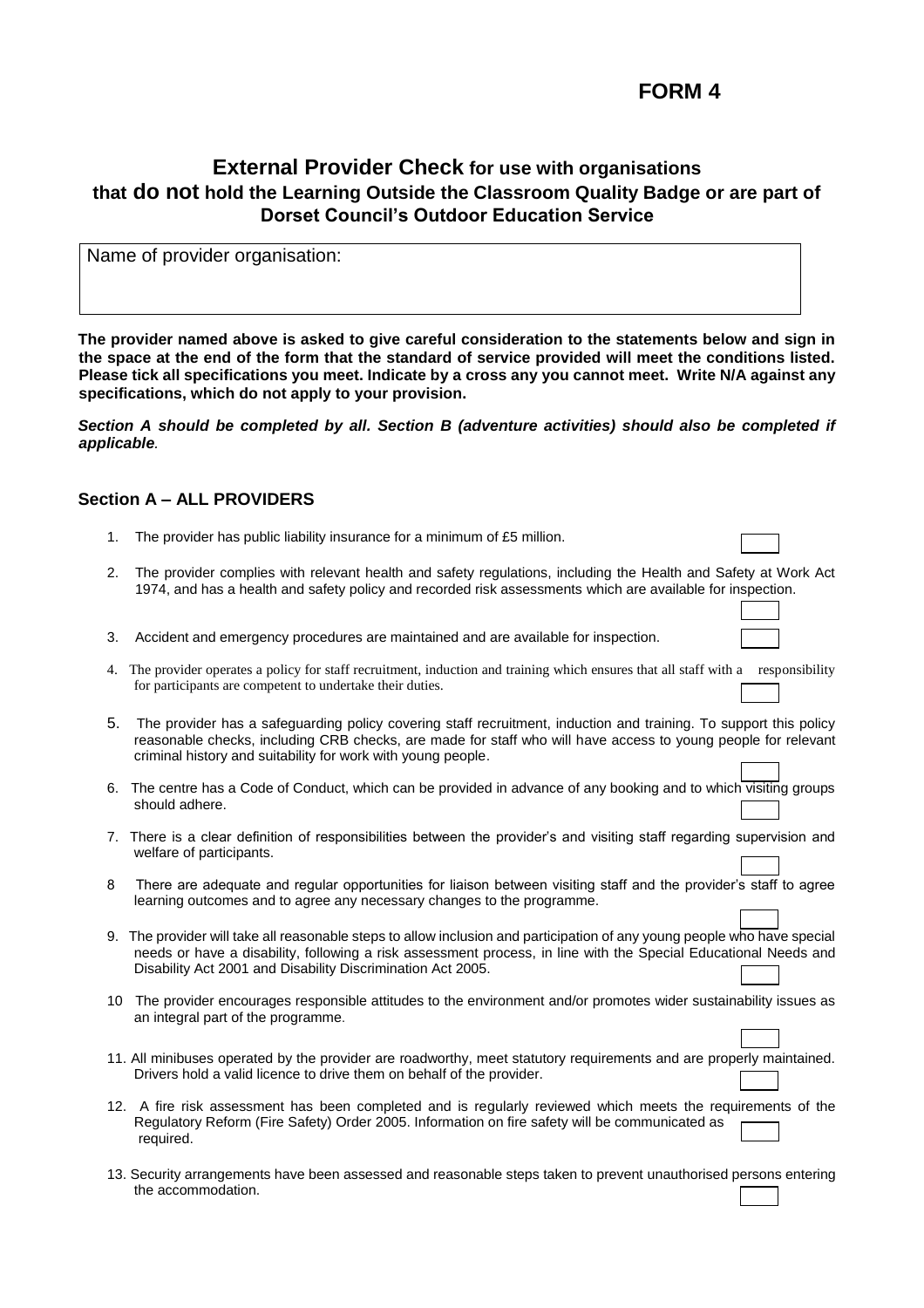**FORM 4**

## External Provider Check for use with organisations that **do not** hold the Learning Outside the Classroom Quality Badge or are part of Dorset Council's Outdoor Education Service

Name of provider organisation:

**The provider named above is asked to give careful consideration to the statements below and sign in the space at the end of the form that the standard of service provided will meet the conditions listed. Please tick all specifications you meet. Indicate by a cross any you cannot meet. Write N/A against any specifications, which do not apply to your provision.**

***Section A should be completed by all. Section B (adventure activities) should also be completed if applicable.***

### Section A – ALL PROVIDERS

1. The provider has public liability insurance for a minimum of £5 million.
2. The provider complies with relevant health and safety regulations, including the Health and Safety at Work Act 1974, and has a health and safety policy and recorded risk assessments which are available for inspection.
3. Accident and emergency procedures are maintained and are available for inspection.
4. The provider operates a policy for staff recruitment, induction and training which ensures that all staff with a responsibility for participants are competent to undertake their duties.
5. The provider has a safeguarding policy covering staff recruitment, induction and training. To support this policy reasonable checks, including CRB checks, are made for staff who will have access to young people for relevant criminal history and suitability for work with young people.
6. The centre has a Code of Conduct, which can be provided in advance of any booking and to which visiting groups should adhere.
7. There is a clear definition of responsibilities between the provider's and visiting staff regarding supervision and welfare of participants.
8. There are adequate and regular opportunities for liaison between visiting staff and the provider's staff to agree learning outcomes and to agree any necessary changes to the programme.
9. The provider will take all reasonable steps to allow inclusion and participation of any young people who have special needs or have a disability, following a risk assessment process, in line with the Special Educational Needs and Disability Act 2001 and Disability Discrimination Act 2005.
10. The provider encourages responsible attitudes to the environment and/or promotes wider sustainability issues as an integral part of the programme.
11. All minibuses operated by the provider are roadworthy, meet statutory requirements and are properly maintained. Drivers hold a valid licence to drive them on behalf of the provider.
12. A fire risk assessment has been completed and is regularly reviewed which meets the requirements of the Regulatory Reform (Fire Safety) Order 2005. Information on fire safety will be communicated as required.
13. Security arrangements have been assessed and reasonable steps taken to prevent unauthorised persons entering the accommodation.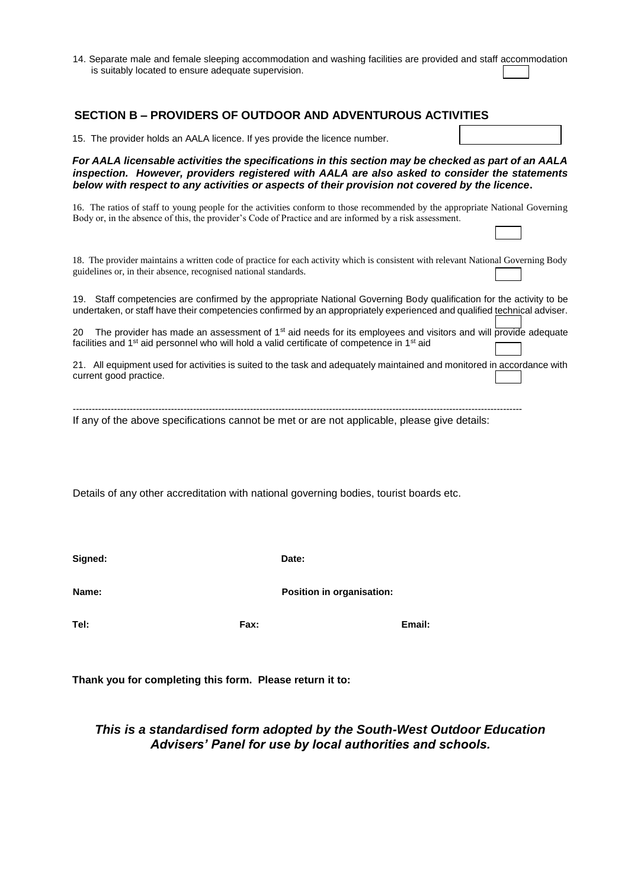14. Separate male and female sleeping accommodation and washing facilities are provided and staff accommodation is suitably located to ensure adequate supervision.

## SECTION B – PROVIDERS OF OUTDOOR AND ADVENTUROUS ACTIVITIES

15. The provider holds an AALA licence. If yes provide the licence number.

***For AALA licensable activities the specifications in this section may be checked as part of an AALA inspection. However, providers registered with AALA are also asked to consider the statements below with respect to any activities or aspects of their provision not covered by the licence.***

16. The ratios of staff to young people for the activities conform to those recommended by the appropriate National Governing Body or, in the absence of this, the provider's Code of Practice and are informed by a risk assessment.

18. The provider maintains a written code of practice for each activity which is consistent with relevant National Governing Body guidelines or, in their absence, recognised national standards.

19. Staff competencies are confirmed by the appropriate National Governing Body qualification for the activity to be undertaken, or staff have their competencies confirmed by an appropriately experienced and qualified technical adviser.

20 The provider has made an assessment of 1st aid needs for its employees and visitors and will provide adequate facilities and 1st aid personnel who will hold a valid certificate of competence in 1st aid

21. All equipment used for activities is suited to the task and adequately maintained and monitored in accordance with current good practice.

---

If any of the above specifications cannot be met or are not applicable, please give details:

Details of any other accreditation with national governing bodies, tourist boards etc.

**Signed:** **Date:**

**Name:** **Position in organisation:**

**Tel:** **Fax:** **Email:**

**Thank you for completing this form. Please return it to:**

***This is a standardised form adopted by the South-West Outdoor Education Advisers' Panel for use by local authorities and schools.***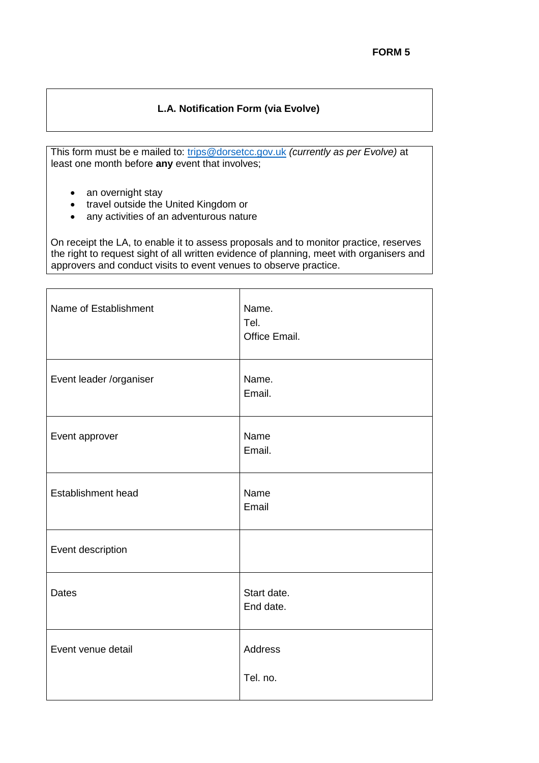**FORM 5**

**L.A. Notification Form (via Evolve)**

This form must be e mailed to: trips@dorsetcc.gov.uk *(currently as per Evolve)* at least one month before **any** event that involves;

- an overnight stay
- travel outside the United Kingdom or
- any activities of an adventurous nature

On receipt the LA, to enable it to assess proposals and to monitor practice, reserves the right to request sight of all written evidence of planning, meet with organisers and approvers and conduct visits to event venues to observe practice.

| | |
|---|---|
| Name of Establishment | Name.<br>Tel.<br>Office Email. |
| Event leader /organiser | Name.<br>Email. |
| Event approver | Name<br>Email. |
| Establishment head | Name<br>Email |
| Event description | |
| Dates | Start date.<br>End date. |
| Event venue detail | Address<br><br>Tel. no. |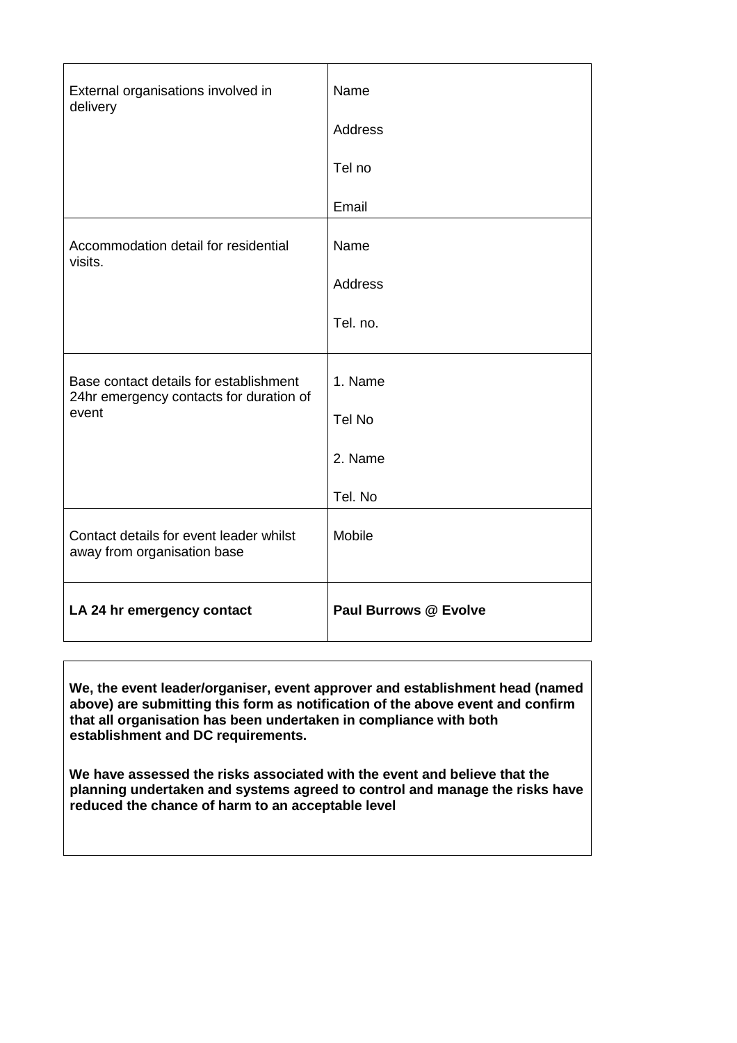| | |
|---|---|
| External organisations involved in delivery | Name<br><br>Address<br><br>Tel no<br><br>Email |
| Accommodation detail for residential visits. | Name<br><br>Address<br><br>Tel. no. |
| Base contact details for establishment 24hr emergency contacts for duration of event | 1. Name<br><br>Tel No<br><br>2. Name<br><br>Tel. No |
| Contact details for event leader whilst away from organisation base | Mobile |
| **LA 24 hr emergency contact** | **Paul Burrows @ Evolve** |

**We, the event leader/organiser, event approver and establishment head (named above) are submitting this form as notification of the above event and confirm that all organisation has been undertaken in compliance with both establishment and DC requirements.**

**We have assessed the risks associated with the event and believe that the planning undertaken and systems agreed to control and manage the risks have reduced the chance of harm to an acceptable level**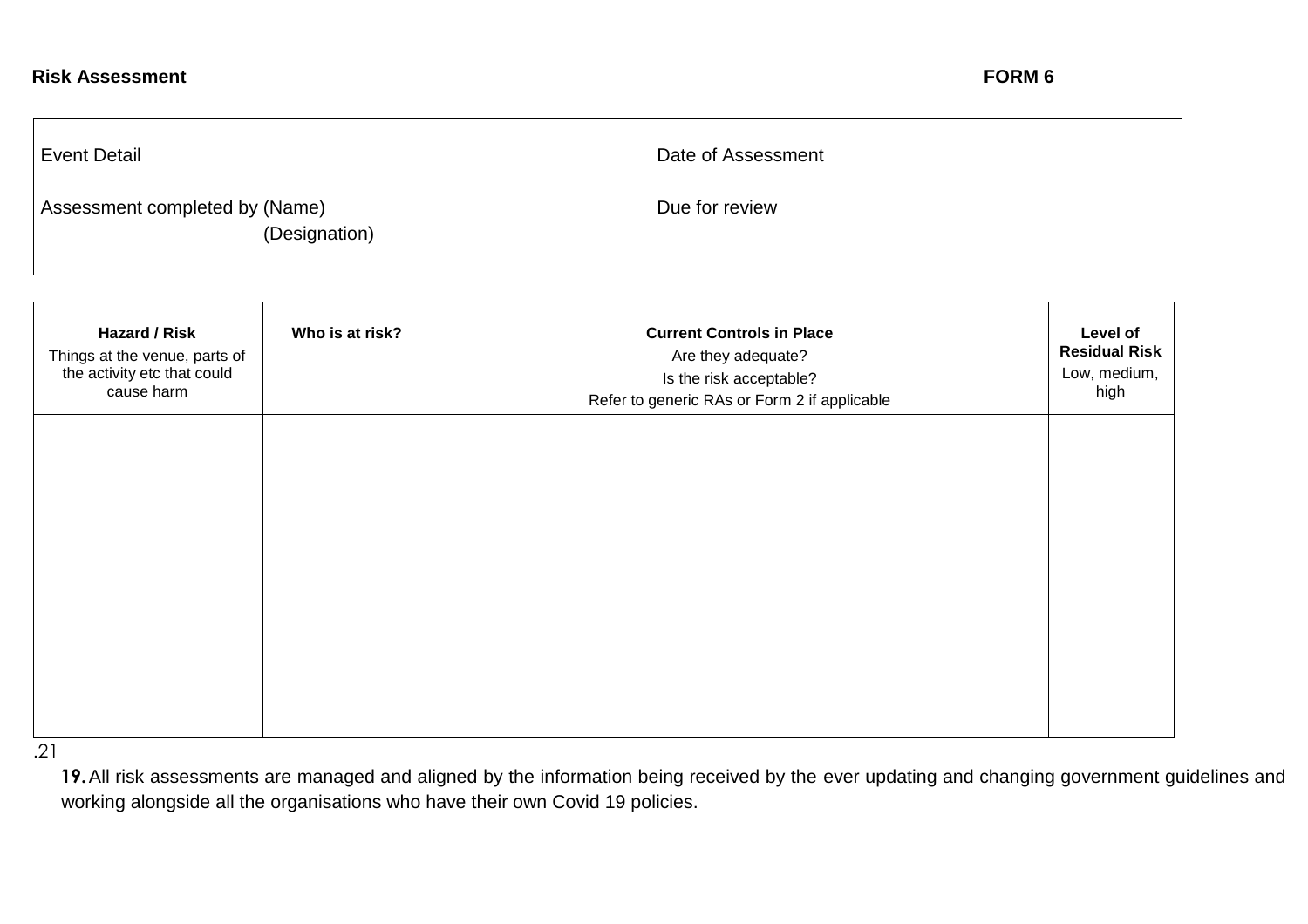**Risk Assessment** **FORM 6**

| | |
|---|---|
| Event Detail | Date of Assessment |
| Assessment completed by (Name)<br>(Designation) | Due for review |

| **Hazard / Risk**<br>Things at the venue, parts of the activity etc that could cause harm | **Who is at risk?** | **Current Controls in Place**<br>Are they adequate?<br>Is the risk acceptable?<br>Refer to generic RAs or Form 2 if applicable | **Level of Residual Risk**<br>Low, medium, high |
|---|---|---|---|
| | | | |

.21

**19.** All risk assessments are managed and aligned by the information being received by the ever updating and changing government guidelines and working alongside all the organisations who have their own Covid 19 policies.